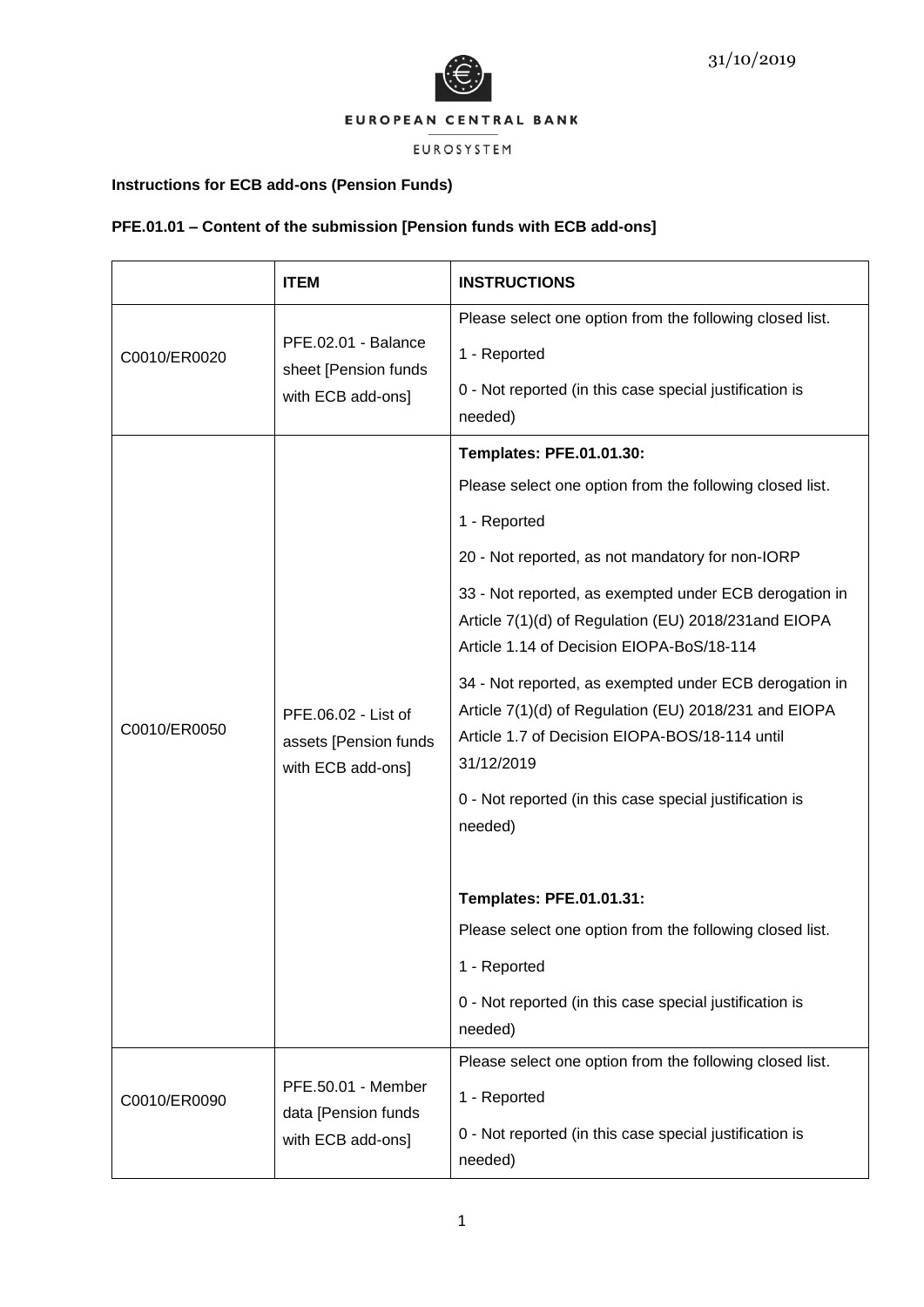31/10/2019

EUROPEAN CENTRAL BANK

EUROSYSTEM

**Instructions for ECB add-ons (Pension Funds)**

**PFE.01.01 – Content of the submission [Pension funds with ECB add-ons]**

| | **ITEM** | **INSTRUCTIONS** |
|---|---|---|
| C0010/ER0020 | PFE.02.01 - Balance sheet [Pension funds with ECB add-ons] | Please select one option from the following closed list.<br>1 - Reported<br>0 - Not reported (in this case special justification is needed) |
| C0010/ER0050 | PFE.06.02 - List of assets [Pension funds with ECB add-ons] | **Templates: PFE.01.01.30:**<br>Please select one option from the following closed list.<br>1 - Reported<br>20 - Not reported, as not mandatory for non-IORP<br>33 - Not reported, as exempted under ECB derogation in Article 7(1)(d) of Regulation (EU) 2018/231and EIOPA Article 1.14 of Decision EIOPA-BoS/18-114<br>34 - Not reported, as exempted under ECB derogation in Article 7(1)(d) of Regulation (EU) 2018/231 and EIOPA Article 1.7 of Decision EIOPA-BOS/18-114 until 31/12/2019<br>0 - Not reported (in this case special justification is needed)<br><br>**Templates: PFE.01.01.31:**<br>Please select one option from the following closed list.<br>1 - Reported<br>0 - Not reported (in this case special justification is needed) |
| C0010/ER0090 | PFE.50.01 - Member data [Pension funds with ECB add-ons] | Please select one option from the following closed list.<br>1 - Reported<br>0 - Not reported (in this case special justification is needed) |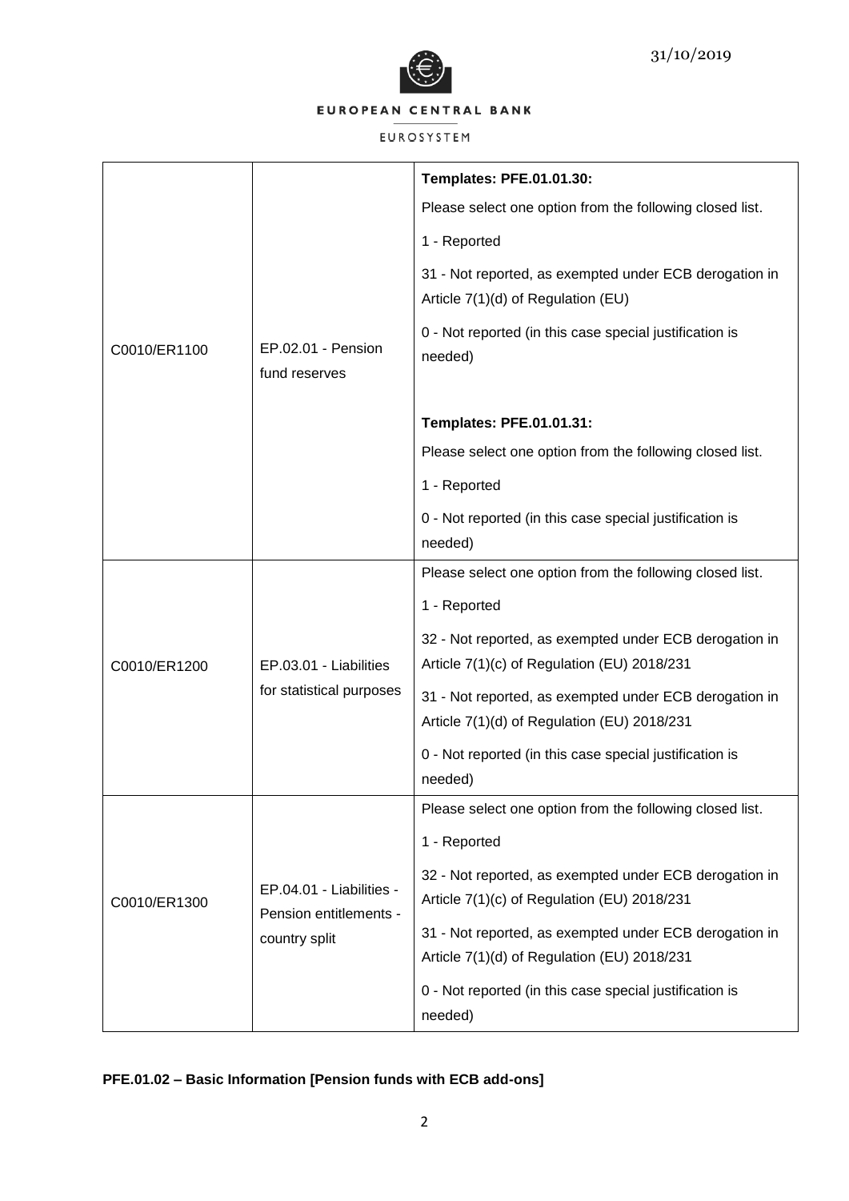| C0010/ER1100 | EP.02.01 - Pension fund reserves | **Templates: PFE.01.01.30:**<br>Please select one option from the following closed list.<br>1 - Reported<br>31 - Not reported, as exempted under ECB derogation in Article 7(1)(d) of Regulation (EU)<br>0 - Not reported (in this case special justification is needed)<br><br>**Templates: PFE.01.01.31:**<br>Please select one option from the following closed list.<br>1 - Reported<br>0 - Not reported (in this case special justification is needed) |
|---|---|---|
| C0010/ER1200 | EP.03.01 - Liabilities for statistical purposes | Please select one option from the following closed list.<br>1 - Reported<br>32 - Not reported, as exempted under ECB derogation in Article 7(1)(c) of Regulation (EU) 2018/231<br>31 - Not reported, as exempted under ECB derogation in Article 7(1)(d) of Regulation (EU) 2018/231<br>0 - Not reported (in this case special justification is needed) |
| C0010/ER1300 | EP.04.01 - Liabilities - Pension entitlements - country split | Please select one option from the following closed list.<br>1 - Reported<br>32 - Not reported, as exempted under ECB derogation in Article 7(1)(c) of Regulation (EU) 2018/231<br>31 - Not reported, as exempted under ECB derogation in Article 7(1)(d) of Regulation (EU) 2018/231<br>0 - Not reported (in this case special justification is needed) |

**PFE.01.02 – Basic Information [Pension funds with ECB add-ons]**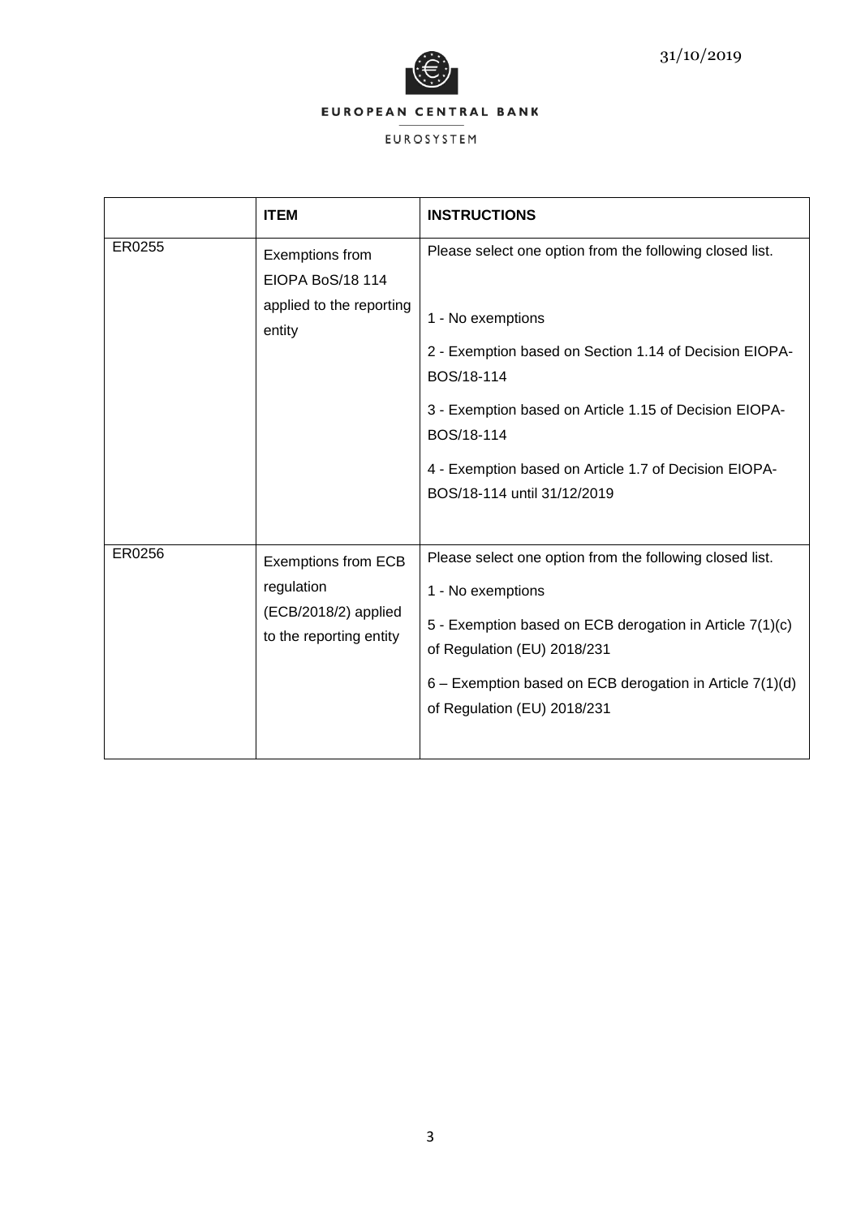| | ITEM | INSTRUCTIONS |
|---|---|---|
| ER0255 | Exemptions from EIOPA BoS/18 114 applied to the reporting entity | Please select one option from the following closed list.<br><br>1 - No exemptions<br><br>2 - Exemption based on Section 1.14 of Decision EIOPA-BOS/18-114<br><br>3 - Exemption based on Article 1.15 of Decision EIOPA-BOS/18-114<br><br>4 - Exemption based on Article 1.7 of Decision EIOPA-BOS/18-114 until 31/12/2019 |
| ER0256 | Exemptions from ECB regulation (ECB/2018/2) applied to the reporting entity | Please select one option from the following closed list.<br><br>1 - No exemptions<br><br>5 - Exemption based on ECB derogation in Article 7(1)(c) of Regulation (EU) 2018/231<br><br>6 – Exemption based on ECB derogation in Article 7(1)(d) of Regulation (EU) 2018/231 |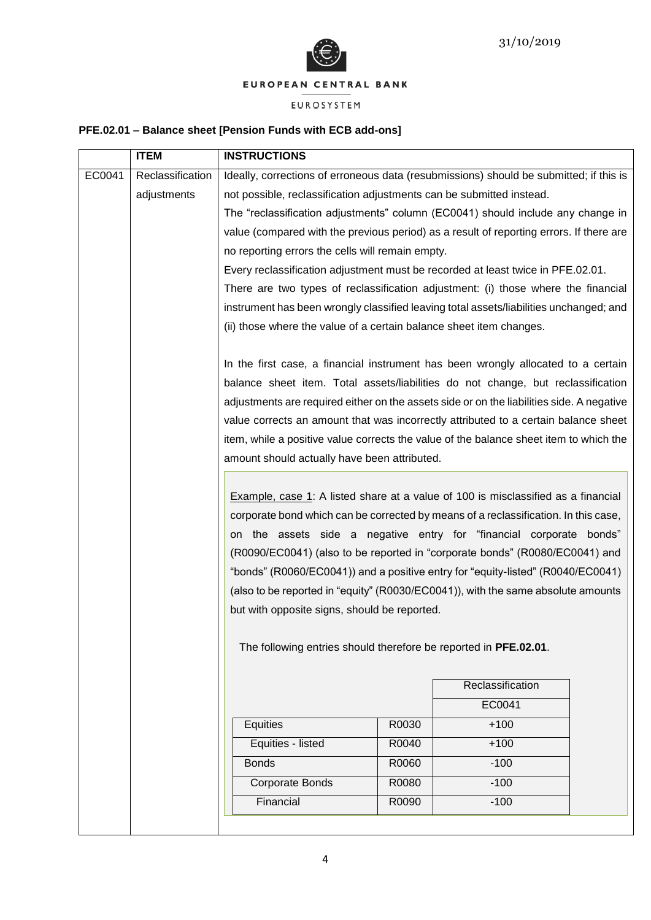## PFE.02.01 – Balance sheet [Pension Funds with ECB add-ons]

| | ITEM | INSTRUCTIONS |
|---|---|---|
| EC0041 | Reclassification adjustments | Ideally, corrections of erroneous data (resubmissions) should be submitted; if this is not possible, reclassification adjustments can be submitted instead.<br>The "reclassification adjustments" column (EC0041) should include any change in value (compared with the previous period) as a result of reporting errors. If there are no reporting errors the cells will remain empty.<br>Every reclassification adjustment must be recorded at least twice in PFE.02.01.<br>There are two types of reclassification adjustment: (i) those where the financial instrument has been wrongly classified leaving total assets/liabilities unchanged; and (ii) those where the value of a certain balance sheet item changes.<br><br>In the first case, a financial instrument has been wrongly allocated to a certain balance sheet item. Total assets/liabilities do not change, but reclassification adjustments are required either on the assets side or on the liabilities side. A negative value corrects an amount that was incorrectly attributed to a certain balance sheet item, while a positive value corrects the value of the balance sheet item to which the amount should actually have been attributed.<br><br><u>Example, case 1</u>: A listed share at a value of 100 is misclassified as a financial corporate bond which can be corrected by means of a reclassification. In this case, on the assets side a negative entry for "financial corporate bonds" (R0090/EC0041) (also to be reported in "corporate bonds" (R0080/EC0041) and "bonds" (R0060/EC0041)) and a positive entry for "equity-listed" (R0040/EC0041) (also to be reported in "equity" (R0030/EC0041)), with the same absolute amounts but with opposite signs, should be reported.<br><br>The following entries should therefore be reported in **PFE.02.01**. |

| | | Reclassification |
|---|---|---|
| | | EC0041 |
| Equities | R0030 | +100 |
| Equities - listed | R0040 | +100 |
| Bonds | R0060 | -100 |
| Corporate Bonds | R0080 | -100 |
| Financial | R0090 | -100 |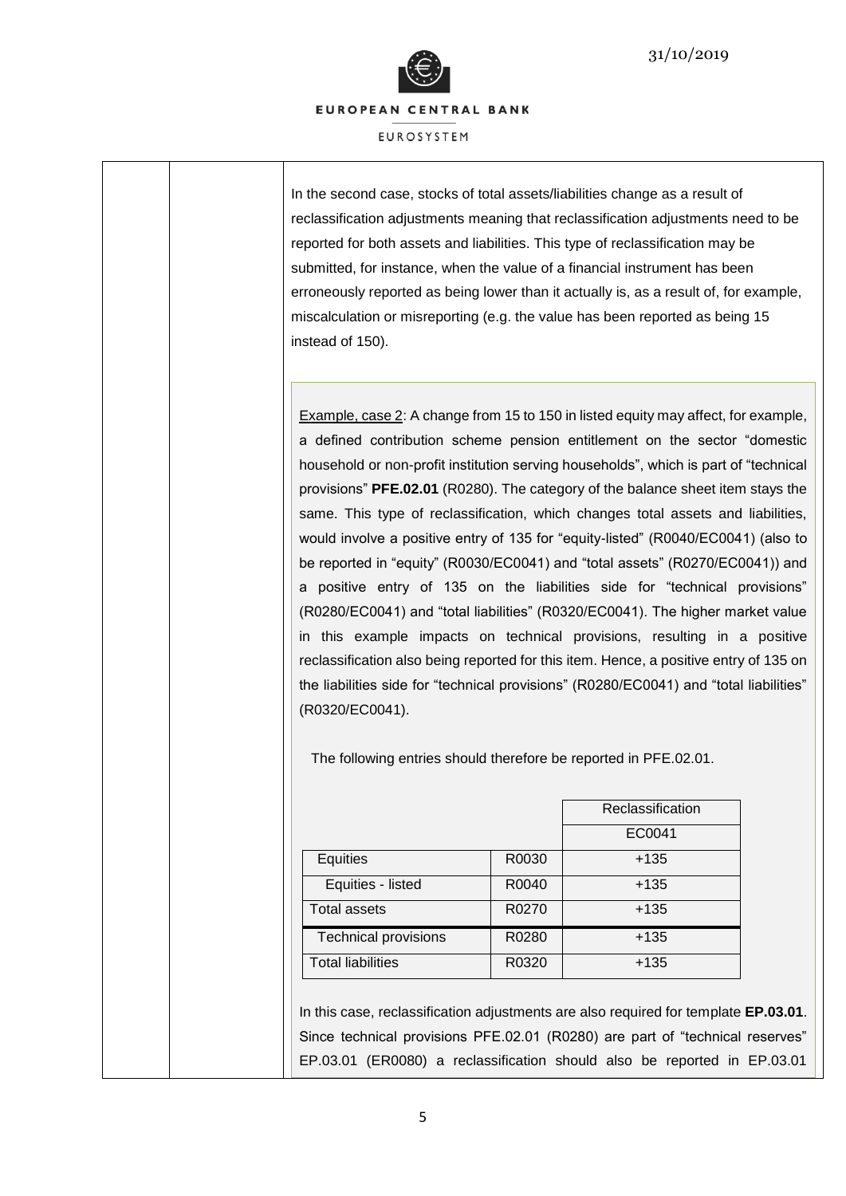In the second case, stocks of total assets/liabilities change as a result of reclassification adjustments meaning that reclassification adjustments need to be reported for both assets and liabilities. This type of reclassification may be submitted, for instance, when the value of a financial instrument has been erroneously reported as being lower than it actually is, as a result of, for example, miscalculation or misreporting (e.g. the value has been reported as being 15 instead of 150).

Example, case 2: A change from 15 to 150 in listed equity may affect, for example, a defined contribution scheme pension entitlement on the sector "domestic household or non-profit institution serving households", which is part of "technical provisions" **PFE.02.01** (R0280). The category of the balance sheet item stays the same. This type of reclassification, which changes total assets and liabilities, would involve a positive entry of 135 for "equity-listed" (R0040/EC0041) (also to be reported in "equity" (R0030/EC0041) and "total assets" (R0270/EC0041)) and a positive entry of 135 on the liabilities side for "technical provisions" (R0280/EC0041) and "total liabilities" (R0320/EC0041). The higher market value in this example impacts on technical provisions, resulting in a positive reclassification also being reported for this item. Hence, a positive entry of 135 on the liabilities side for "technical provisions" (R0280/EC0041) and "total liabilities" (R0320/EC0041).

The following entries should therefore be reported in PFE.02.01.

| | | Reclassification |
|---|---|---|
| | | EC0041 |
| Equities | R0030 | +135 |
| Equities - listed | R0040 | +135 |
| Total assets | R0270 | +135 |
| Technical provisions | R0280 | +135 |
| Total liabilities | R0320 | +135 |

In this case, reclassification adjustments are also required for template **EP.03.01**. Since technical provisions PFE.02.01 (R0280) are part of "technical reserves" EP.03.01 (ER0080) a reclassification should also be reported in EP.03.01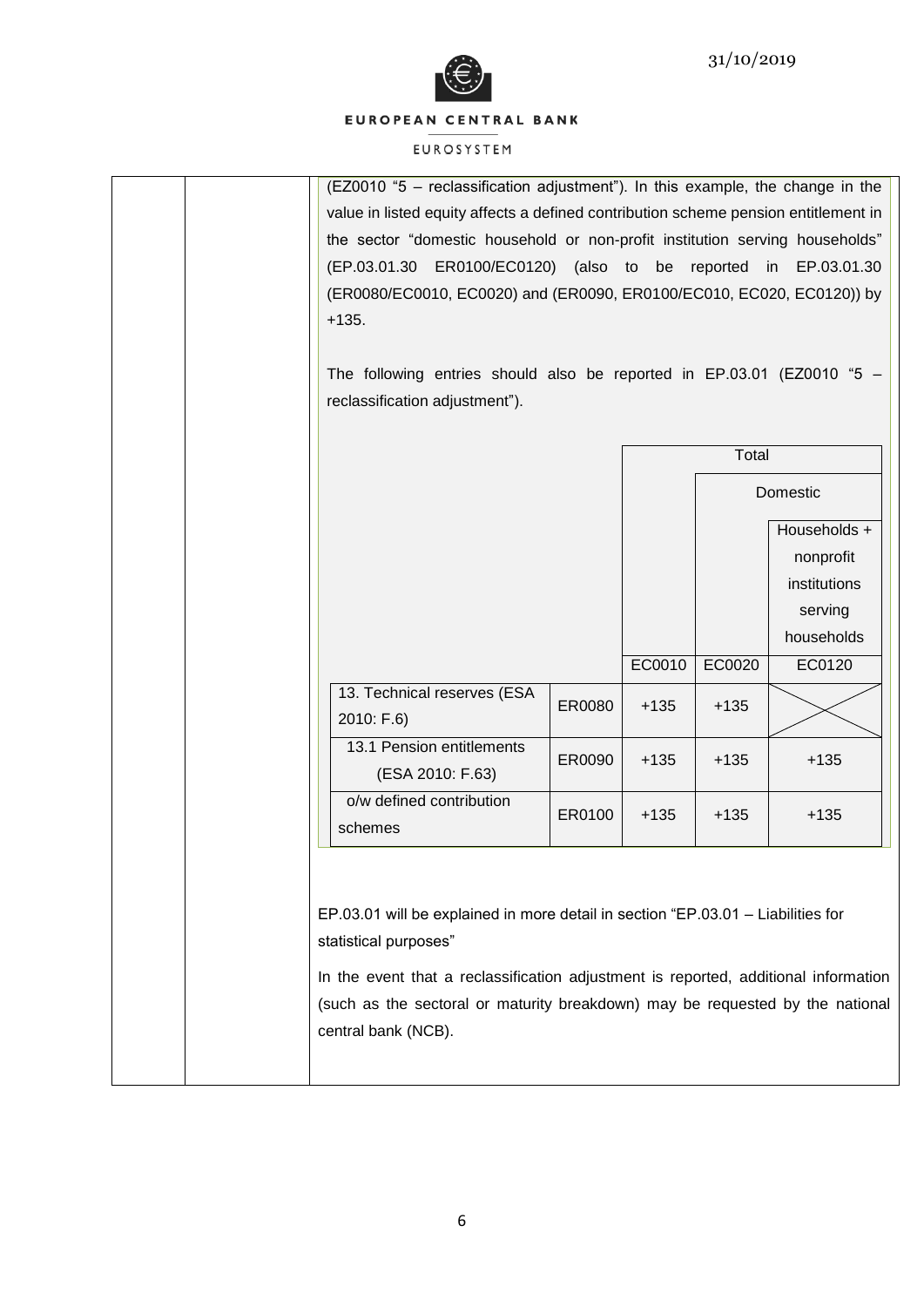(EZ0010 "5 – reclassification adjustment"). In this example, the change in the value in listed equity affects a defined contribution scheme pension entitlement in the sector "domestic household or non-profit institution serving households" (EP.03.01.30 ER0100/EC0120) (also to be reported in EP.03.01.30 (ER0080/EC0010, EC0020) and (ER0090, ER0100/EC010, EC020, EC0120)) by +135.

The following entries should also be reported in EP.03.01 (EZ0010 "5 – reclassification adjustment").

| | | Total | | |
|---|---|---|---|---|
| | | | Domestic | |
| | | | | Households + nonprofit institutions serving households |
| | | EC0010 | EC0020 | EC0120 |
| 13. Technical reserves (ESA 2010: F.6) | ER0080 | +135 | +135 | |
| 13.1 Pension entitlements (ESA 2010: F.63) | ER0090 | +135 | +135 | +135 |
| o/w defined contribution schemes | ER0100 | +135 | +135 | +135 |

EP.03.01 will be explained in more detail in section "EP.03.01 – Liabilities for statistical purposes"

In the event that a reclassification adjustment is reported, additional information (such as the sectoral or maturity breakdown) may be requested by the national central bank (NCB).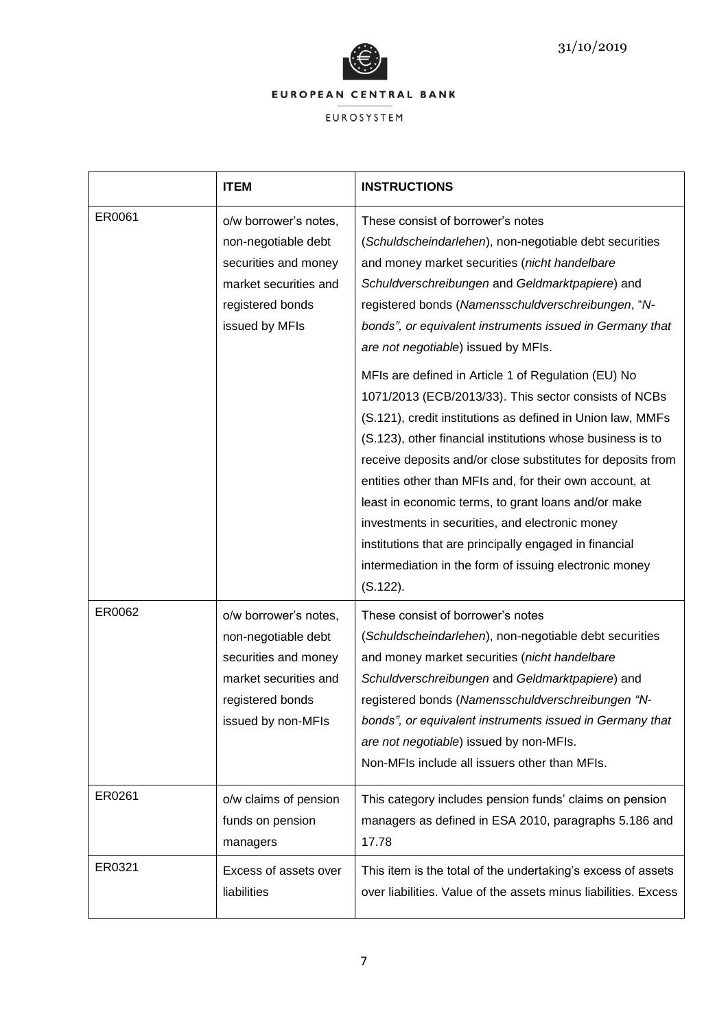| | **ITEM** | **INSTRUCTIONS** |
|---|---|---|
| ER0061 | o/w borrower's notes, non-negotiable debt securities and money market securities and registered bonds issued by MFIs | These consist of borrower's notes (*Schuldscheindarlehen*), non-negotiable debt securities and money market securities (*nicht handelbare Schuldverschreibungen* and *Geldmarktpapiere*) and registered bonds (*Namensschuldverschreibungen*, "*N-bonds", or equivalent instruments issued in Germany that are not negotiable*) issued by MFIs.<br><br>MFIs are defined in Article 1 of Regulation (EU) No 1071/2013 (ECB/2013/33). This sector consists of NCBs (S.121), credit institutions as defined in Union law, MMFs (S.123), other financial institutions whose business is to receive deposits and/or close substitutes for deposits from entities other than MFIs and, for their own account, at least in economic terms, to grant loans and/or make investments in securities, and electronic money institutions that are principally engaged in financial intermediation in the form of issuing electronic money (S.122). |
| ER0062 | o/w borrower's notes, non-negotiable debt securities and money market securities and registered bonds issued by non-MFIs | These consist of borrower's notes (*Schuldscheindarlehen*), non-negotiable debt securities and money market securities (*nicht handelbare Schuldverschreibungen* and *Geldmarktpapiere*) and registered bonds (*Namensschuldverschreibungen "N-bonds", or equivalent instruments issued in Germany that are not negotiable*) issued by non-MFIs.<br>Non-MFIs include all issuers other than MFIs. |
| ER0261 | o/w claims of pension funds on pension managers | This category includes pension funds' claims on pension managers as defined in ESA 2010, paragraphs 5.186 and 17.78 |
| ER0321 | Excess of assets over liabilities | This item is the total of the undertaking's excess of assets over liabilities. Value of the assets minus liabilities. Excess |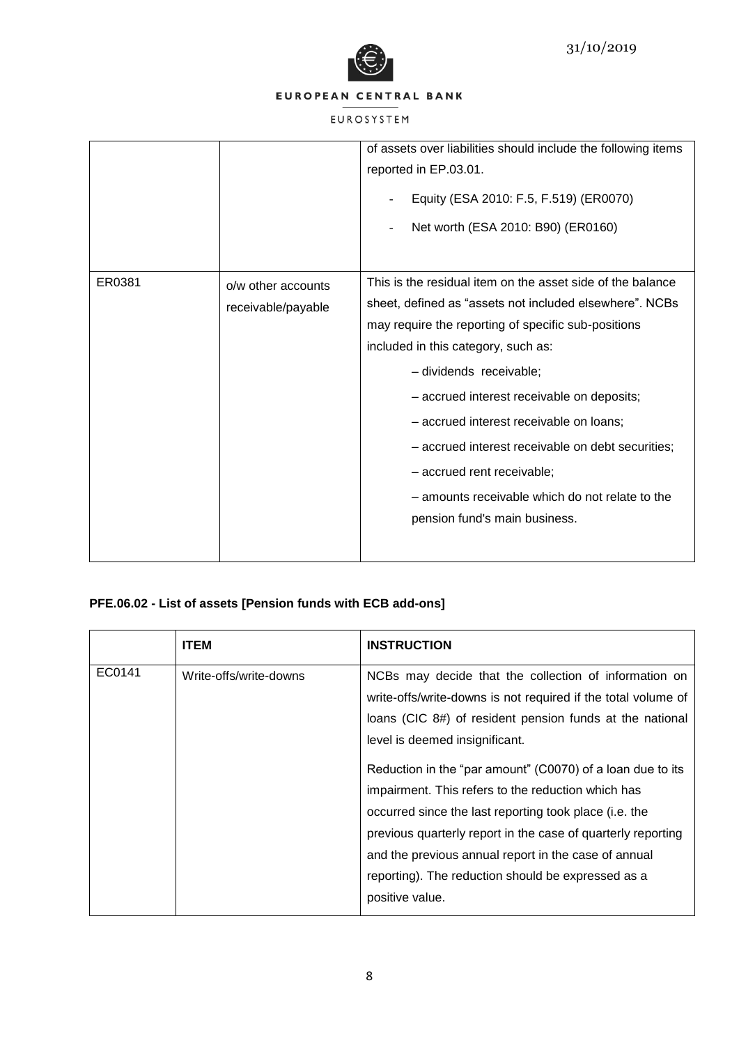| | | |
|---|---|---|
| | | of assets over liabilities should include the following items reported in EP.03.01.<br>- Equity (ESA 2010: F.5, F.519) (ER0070)<br>- Net worth (ESA 2010: B90) (ER0160) |
| ER0381 | o/w other accounts receivable/payable | This is the residual item on the asset side of the balance sheet, defined as "assets not included elsewhere". NCBs may require the reporting of specific sub-positions included in this category, such as:<br>– dividends receivable;<br>– accrued interest receivable on deposits;<br>– accrued interest receivable on loans;<br>– accrued interest receivable on debt securities;<br>– accrued rent receivable;<br>– amounts receivable which do not relate to the pension fund's main business. |

**PFE.06.02 - List of assets [Pension funds with ECB add-ons]**

| | ITEM | INSTRUCTION |
|---|---|---|
| EC0141 | Write-offs/write-downs | NCBs may decide that the collection of information on write-offs/write-downs is not required if the total volume of loans (CIC 8#) of resident pension funds at the national level is deemed insignificant.<br><br>Reduction in the "par amount" (C0070) of a loan due to its impairment. This refers to the reduction which has occurred since the last reporting took place (i.e. the previous quarterly report in the case of quarterly reporting and the previous annual report in the case of annual reporting). The reduction should be expressed as a positive value. |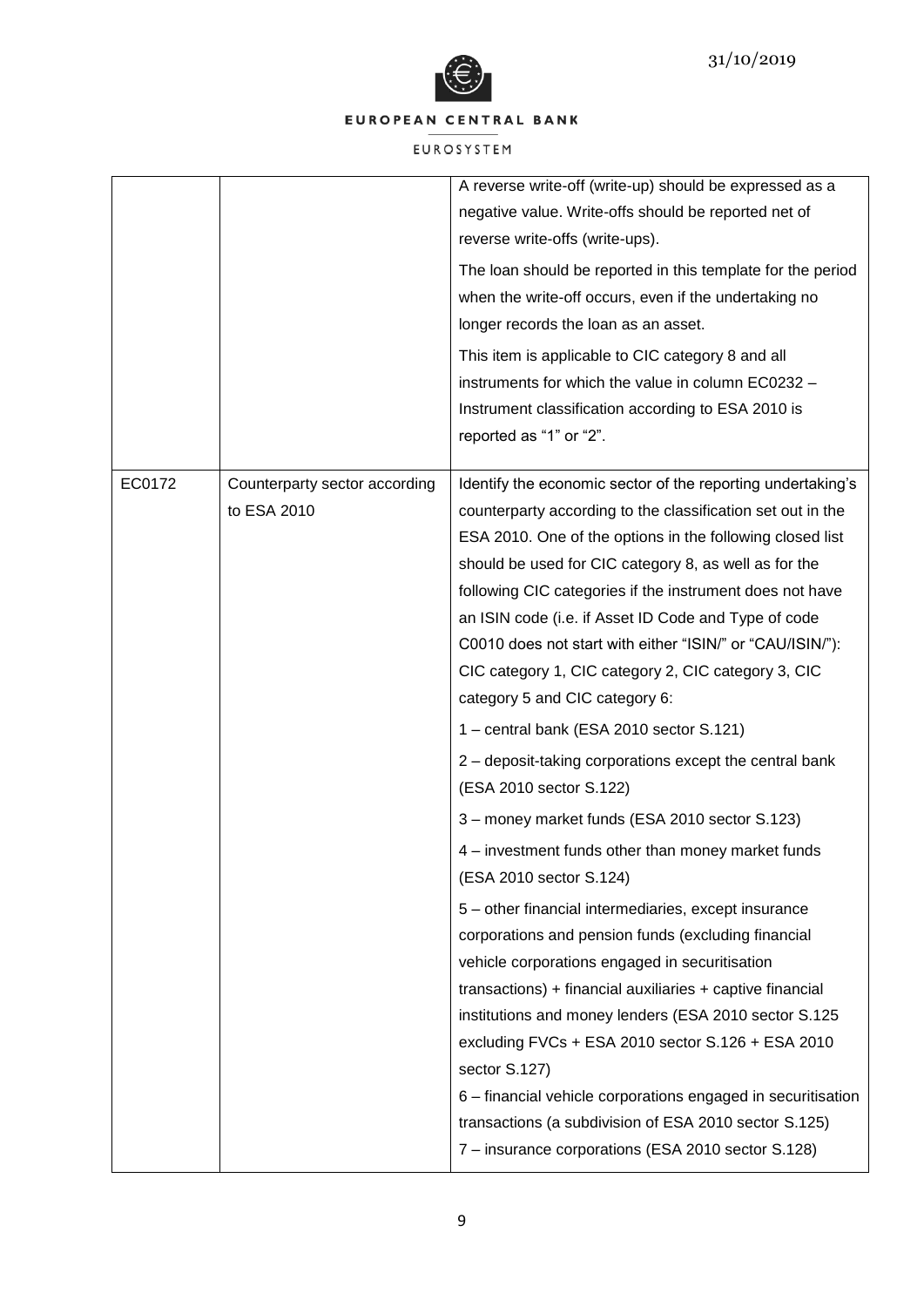| | | |
|---|---|---|
| | | A reverse write-off (write-up) should be expressed as a negative value. Write-offs should be reported net of reverse write-offs (write-ups).<br><br>The loan should be reported in this template for the period when the write-off occurs, even if the undertaking no longer records the loan as an asset.<br><br>This item is applicable to CIC category 8 and all instruments for which the value in column EC0232 – Instrument classification according to ESA 2010 is reported as "1" or "2". |
| EC0172 | Counterparty sector according to ESA 2010 | Identify the economic sector of the reporting undertaking's counterparty according to the classification set out in the ESA 2010. One of the options in the following closed list should be used for CIC category 8, as well as for the following CIC categories if the instrument does not have an ISIN code (i.e. if Asset ID Code and Type of code C0010 does not start with either "ISIN/" or "CAU/ISIN/"): CIC category 1, CIC category 2, CIC category 3, CIC category 5 and CIC category 6:<br><br>1 – central bank (ESA 2010 sector S.121)<br><br>2 – deposit-taking corporations except the central bank (ESA 2010 sector S.122)<br><br>3 – money market funds (ESA 2010 sector S.123)<br><br>4 – investment funds other than money market funds (ESA 2010 sector S.124)<br><br>5 – other financial intermediaries, except insurance corporations and pension funds (excluding financial vehicle corporations engaged in securitisation transactions) + financial auxiliaries + captive financial institutions and money lenders (ESA 2010 sector S.125 excluding FVCs + ESA 2010 sector S.126 + ESA 2010 sector S.127)<br>6 – financial vehicle corporations engaged in securitisation transactions (a subdivision of ESA 2010 sector S.125)<br>7 – insurance corporations (ESA 2010 sector S.128) |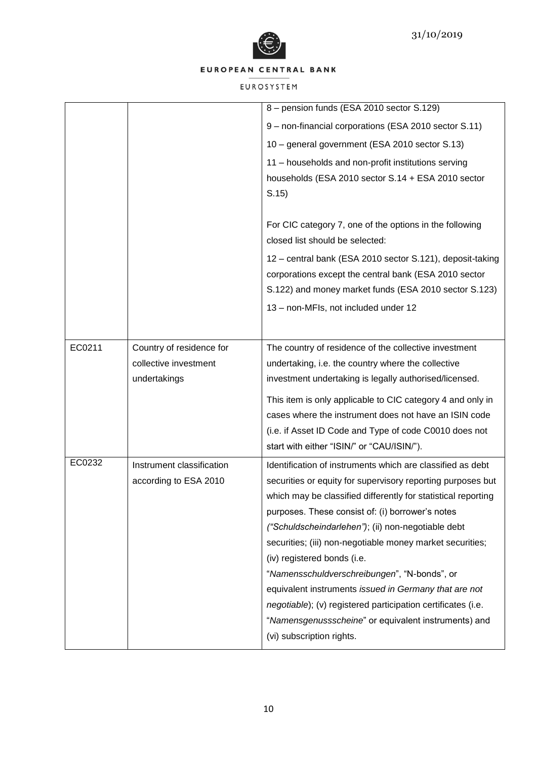| | | |
|---|---|---|
| | | 8 – pension funds (ESA 2010 sector S.129)<br>9 – non-financial corporations (ESA 2010 sector S.11)<br>10 – general government (ESA 2010 sector S.13)<br>11 – households and non-profit institutions serving households (ESA 2010 sector S.14 + ESA 2010 sector S.15)<br><br>For CIC category 7, one of the options in the following closed list should be selected:<br>12 – central bank (ESA 2010 sector S.121), deposit-taking corporations except the central bank (ESA 2010 sector S.122) and money market funds (ESA 2010 sector S.123)<br>13 – non-MFIs, not included under 12 |
| EC0211 | Country of residence for collective investment undertakings | The country of residence of the collective investment undertaking, i.e. the country where the collective investment undertaking is legally authorised/licensed.<br><br>This item is only applicable to CIC category 4 and only in cases where the instrument does not have an ISIN code (i.e. if Asset ID Code and Type of code C0010 does not start with either "ISIN/" or "CAU/ISIN/"). |
| EC0232 | Instrument classification according to ESA 2010 | Identification of instruments which are classified as debt securities or equity for supervisory reporting purposes but which may be classified differently for statistical reporting purposes. These consist of: (i) borrower's notes *("Schuldscheindarlehen")*; (ii) non-negotiable debt securities; (iii) non-negotiable money market securities; (iv) registered bonds (i.e. "*Namensschuldverschreibungen*", "N-bonds", or equivalent instruments *issued in Germany that are not negotiable*); (v) registered participation certificates (i.e. "*Namensgenussscheine*" or equivalent instruments) and (vi) subscription rights. |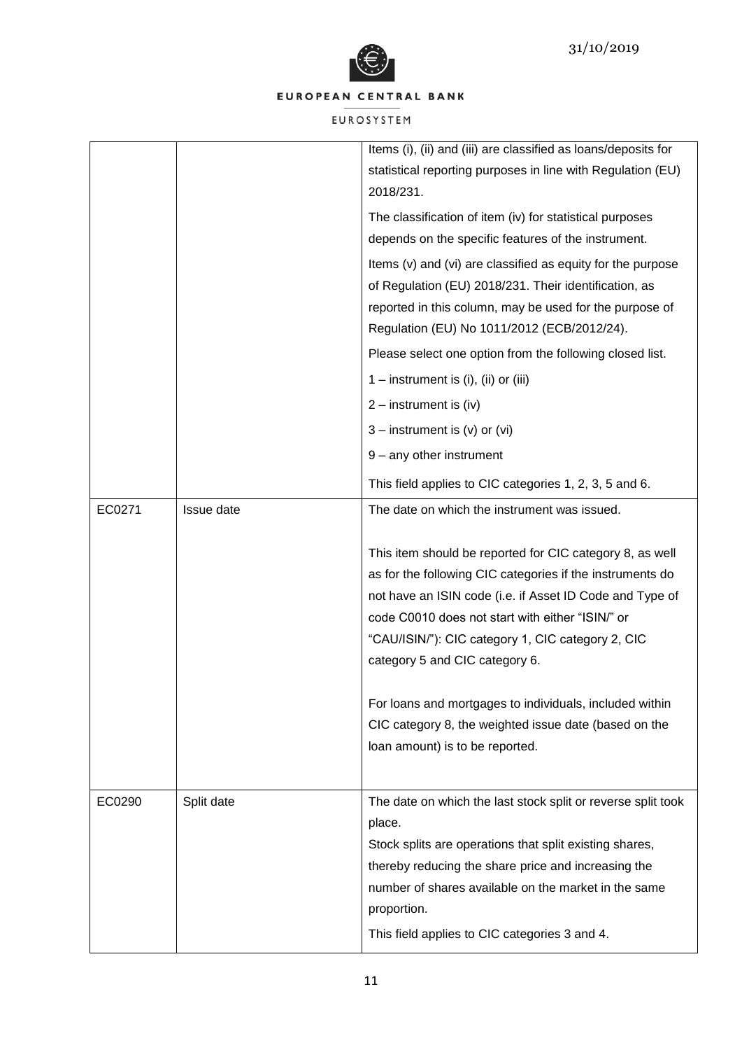| | | |
|---|---|---|
| | | Items (i), (ii) and (iii) are classified as loans/deposits for statistical reporting purposes in line with Regulation (EU) 2018/231.<br><br>The classification of item (iv) for statistical purposes depends on the specific features of the instrument.<br><br>Items (v) and (vi) are classified as equity for the purpose of Regulation (EU) 2018/231. Their identification, as reported in this column, may be used for the purpose of Regulation (EU) No 1011/2012 (ECB/2012/24).<br><br>Please select one option from the following closed list.<br><br>1 – instrument is (i), (ii) or (iii)<br><br>2 – instrument is (iv)<br><br>3 – instrument is (v) or (vi)<br><br>9 – any other instrument<br><br>This field applies to CIC categories 1, 2, 3, 5 and 6. |
| EC0271 | Issue date | The date on which the instrument was issued.<br><br>This item should be reported for CIC category 8, as well as for the following CIC categories if the instruments do not have an ISIN code (i.e. if Asset ID Code and Type of code C0010 does not start with either "ISIN/" or "CAU/ISIN/"): CIC category 1, CIC category 2, CIC category 5 and CIC category 6.<br><br>For loans and mortgages to individuals, included within CIC category 8, the weighted issue date (based on the loan amount) is to be reported. |
| EC0290 | Split date | The date on which the last stock split or reverse split took place.<br>Stock splits are operations that split existing shares, thereby reducing the share price and increasing the number of shares available on the market in the same proportion.<br><br>This field applies to CIC categories 3 and 4. |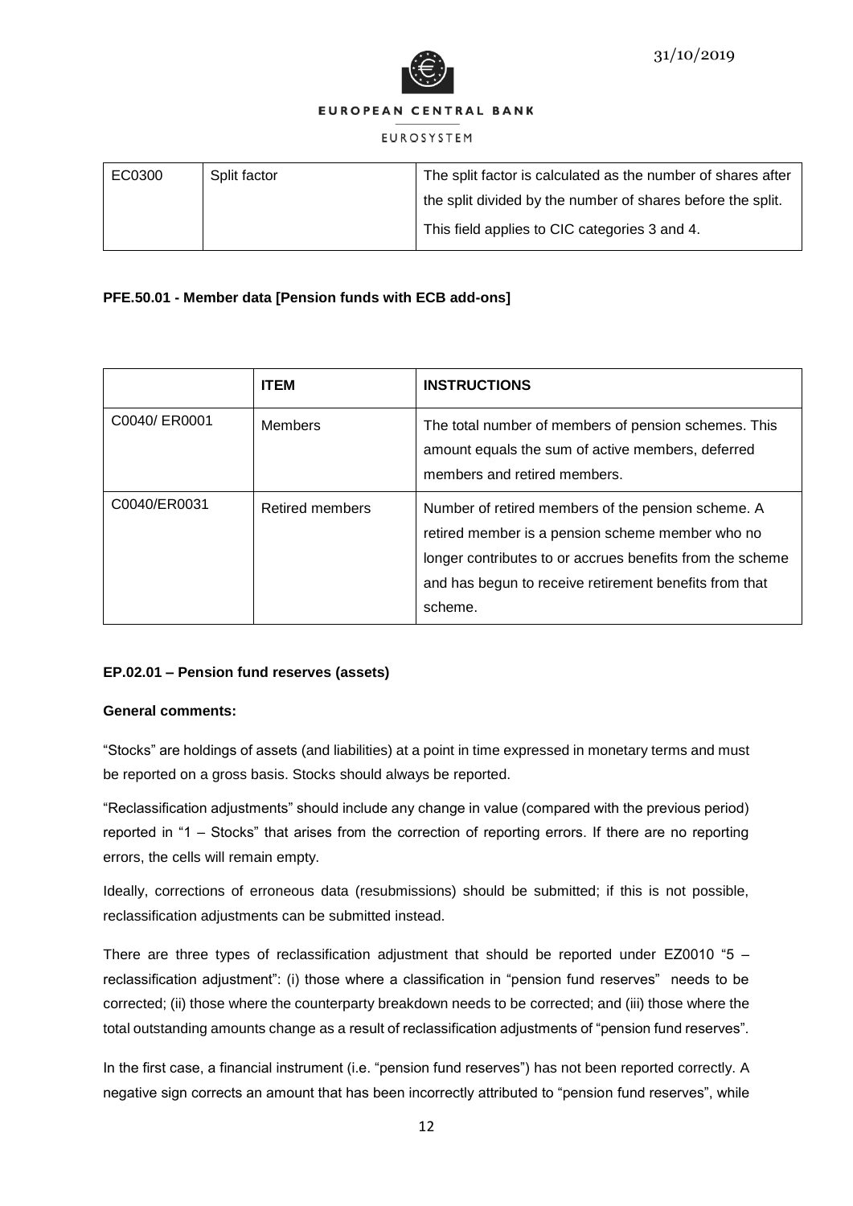| EC0300 | Split factor | The split factor is calculated as the number of shares after the split divided by the number of shares before the split.<br><br>This field applies to CIC categories 3 and 4. |
|---|---|---|

**PFE.50.01 - Member data [Pension funds with ECB add-ons]**

| | ITEM | INSTRUCTIONS |
|---|---|---|
| C0040/ ER0001 | Members | The total number of members of pension schemes. This amount equals the sum of active members, deferred members and retired members. |
| C0040/ER0031 | Retired members | Number of retired members of the pension scheme. A retired member is a pension scheme member who no longer contributes to or accrues benefits from the scheme and has begun to receive retirement benefits from that scheme. |

**EP.02.01 – Pension fund reserves (assets)**

**General comments:**

"Stocks" are holdings of assets (and liabilities) at a point in time expressed in monetary terms and must be reported on a gross basis. Stocks should always be reported.

"Reclassification adjustments" should include any change in value (compared with the previous period) reported in "1 – Stocks" that arises from the correction of reporting errors. If there are no reporting errors, the cells will remain empty.

Ideally, corrections of erroneous data (resubmissions) should be submitted; if this is not possible, reclassification adjustments can be submitted instead.

There are three types of reclassification adjustment that should be reported under EZ0010 "5 – reclassification adjustment": (i) those where a classification in "pension fund reserves" needs to be corrected; (ii) those where the counterparty breakdown needs to be corrected; and (iii) those where the total outstanding amounts change as a result of reclassification adjustments of "pension fund reserves".

In the first case, a financial instrument (i.e. "pension fund reserves") has not been reported correctly. A negative sign corrects an amount that has been incorrectly attributed to "pension fund reserves", while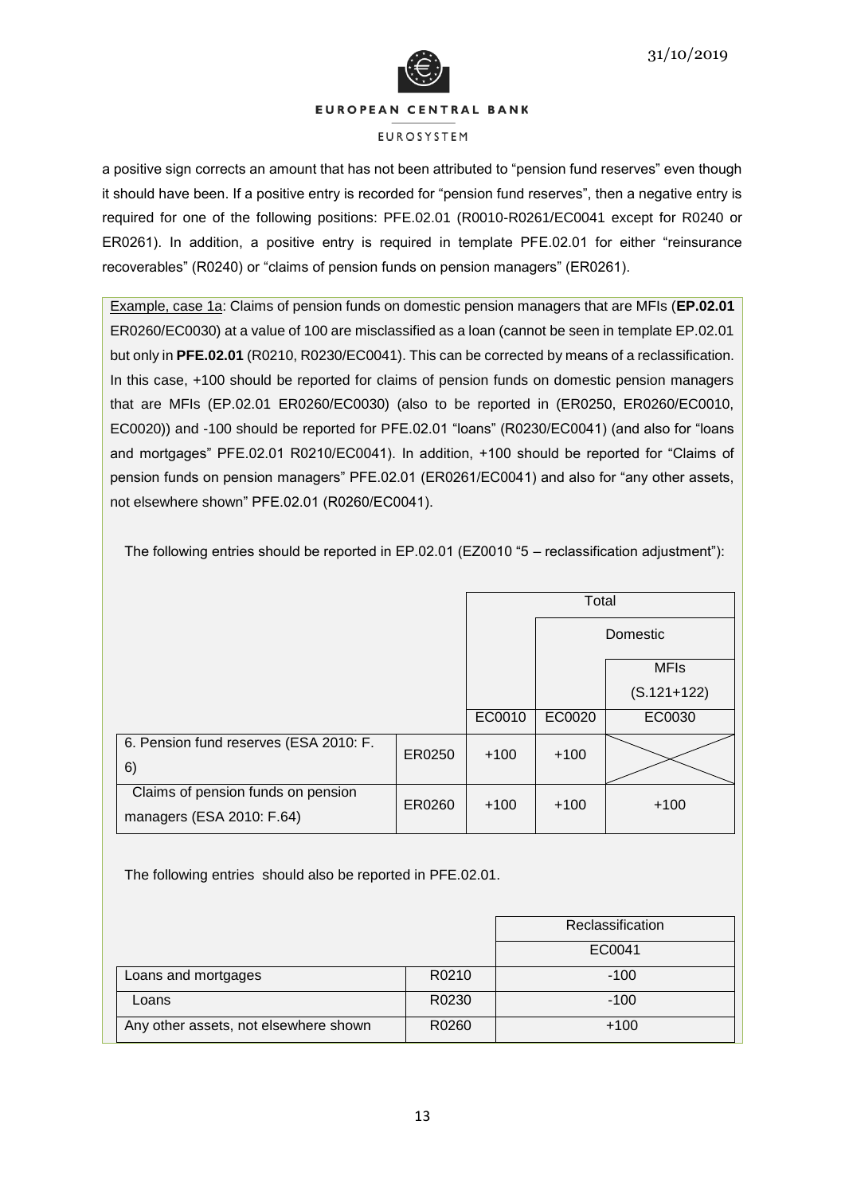a positive sign corrects an amount that has not been attributed to "pension fund reserves" even though it should have been. If a positive entry is recorded for "pension fund reserves", then a negative entry is required for one of the following positions: PFE.02.01 (R0010-R0261/EC0041 except for R0240 or ER0261). In addition, a positive entry is required in template PFE.02.01 for either "reinsurance recoverables" (R0240) or "claims of pension funds on pension managers" (ER0261).

Example, case 1a: Claims of pension funds on domestic pension managers that are MFIs (**EP.02.01** ER0260/EC0030) at a value of 100 are misclassified as a loan (cannot be seen in template EP.02.01 but only in **PFE.02.01** (R0210, R0230/EC0041). This can be corrected by means of a reclassification. In this case, +100 should be reported for claims of pension funds on domestic pension managers that are MFIs (EP.02.01 ER0260/EC0030) (also to be reported in (ER0250, ER0260/EC0010, EC0020)) and -100 should be reported for PFE.02.01 "loans" (R0230/EC0041) (and also for "loans and mortgages" PFE.02.01 R0210/EC0041). In addition, +100 should be reported for "Claims of pension funds on pension managers" PFE.02.01 (ER0261/EC0041) and also for "any other assets, not elsewhere shown" PFE.02.01 (R0260/EC0041).

The following entries should be reported in EP.02.01 (EZ0010 "5 – reclassification adjustment"):

| | | Total | | |
|---|---|---|---|---|
| | | | Domestic | |
| | | | | MFIs (S.121+122) |
| | | EC0010 | EC0020 | EC0030 |
| 6. Pension fund reserves (ESA 2010: F. 6) | ER0250 | +100 | +100 | |
| Claims of pension funds on pension managers (ESA 2010: F.64) | ER0260 | +100 | +100 | +100 |

The following entries should also be reported in PFE.02.01.

| | | Reclassification |
|---|---|---|
| | | EC0041 |
| Loans and mortgages | R0210 | -100 |
| Loans | R0230 | -100 |
| Any other assets, not elsewhere shown | R0260 | +100 |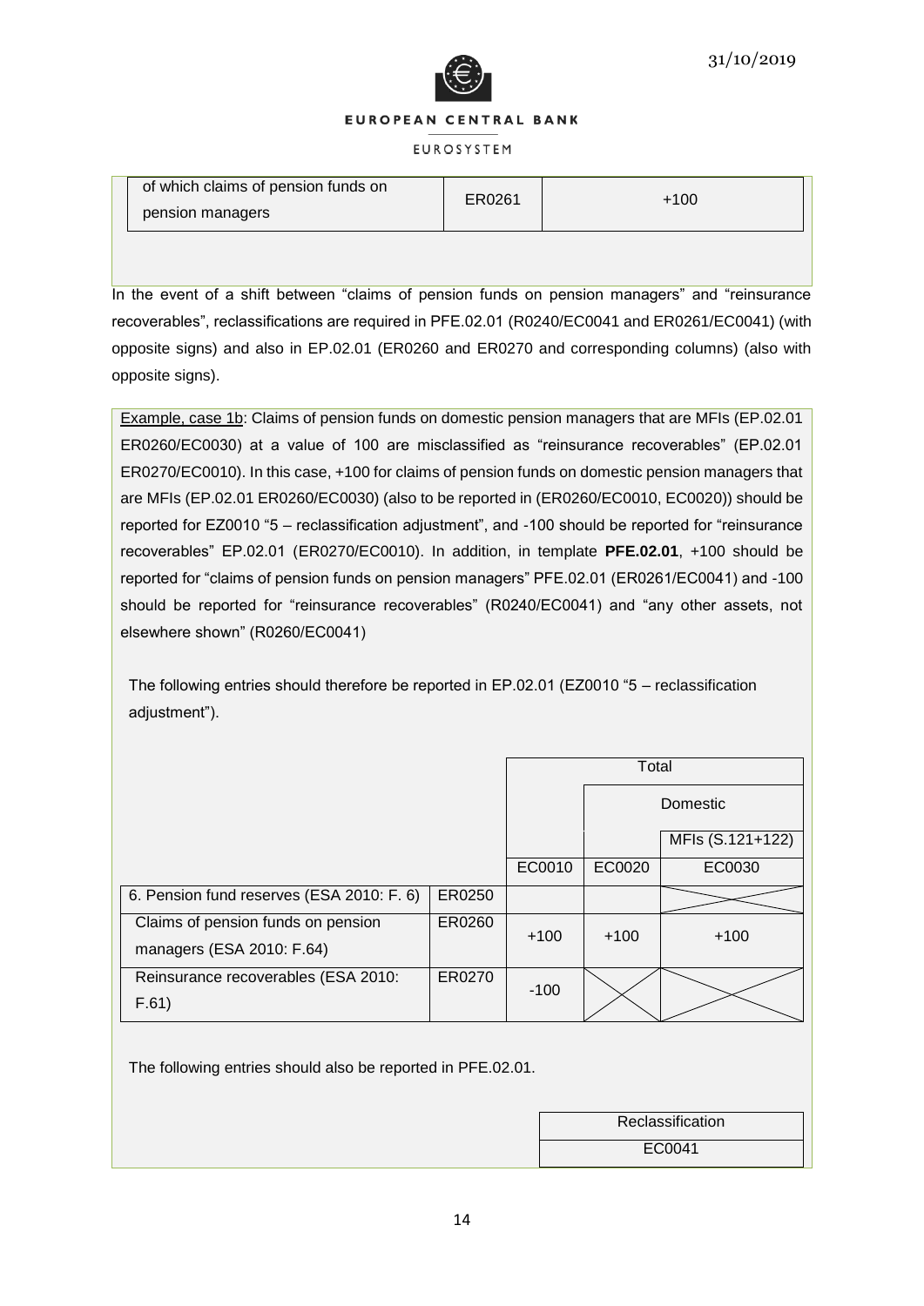| of which claims of pension funds on pension managers | ER0261 | +100 |
|---|---|---|

In the event of a shift between "claims of pension funds on pension managers" and "reinsurance recoverables", reclassifications are required in PFE.02.01 (R0240/EC0041 and ER0261/EC0041) (with opposite signs) and also in EP.02.01 (ER0260 and ER0270 and corresponding columns) (also with opposite signs).

Example, case 1b: Claims of pension funds on domestic pension managers that are MFIs (EP.02.01 ER0260/EC0030) at a value of 100 are misclassified as "reinsurance recoverables" (EP.02.01 ER0270/EC0010). In this case, +100 for claims of pension funds on domestic pension managers that are MFIs (EP.02.01 ER0260/EC0030) (also to be reported in (ER0260/EC0010, EC0020)) should be reported for EZ0010 "5 – reclassification adjustment", and -100 should be reported for "reinsurance recoverables" EP.02.01 (ER0270/EC0010). In addition, in template **PFE.02.01**, +100 should be reported for "claims of pension funds on pension managers" PFE.02.01 (ER0261/EC0041) and -100 should be reported for "reinsurance recoverables" (R0240/EC0041) and "any other assets, not elsewhere shown" (R0260/EC0041)

The following entries should therefore be reported in EP.02.01 (EZ0010 "5 – reclassification adjustment").

| | | Total | | |
|---|---|---|---|---|
| | | | Domestic | |
| | | | | MFIs (S.121+122) |
| | | EC0010 | EC0020 | EC0030 |
| 6. Pension fund reserves (ESA 2010: F. 6) | ER0250 | | | |
| Claims of pension funds on pension managers (ESA 2010: F.64) | ER0260 | +100 | +100 | +100 |
| Reinsurance recoverables (ESA 2010: F.61) | ER0270 | -100 | | |

The following entries should also be reported in PFE.02.01.

| Reclassification |
|---|
| EC0041 |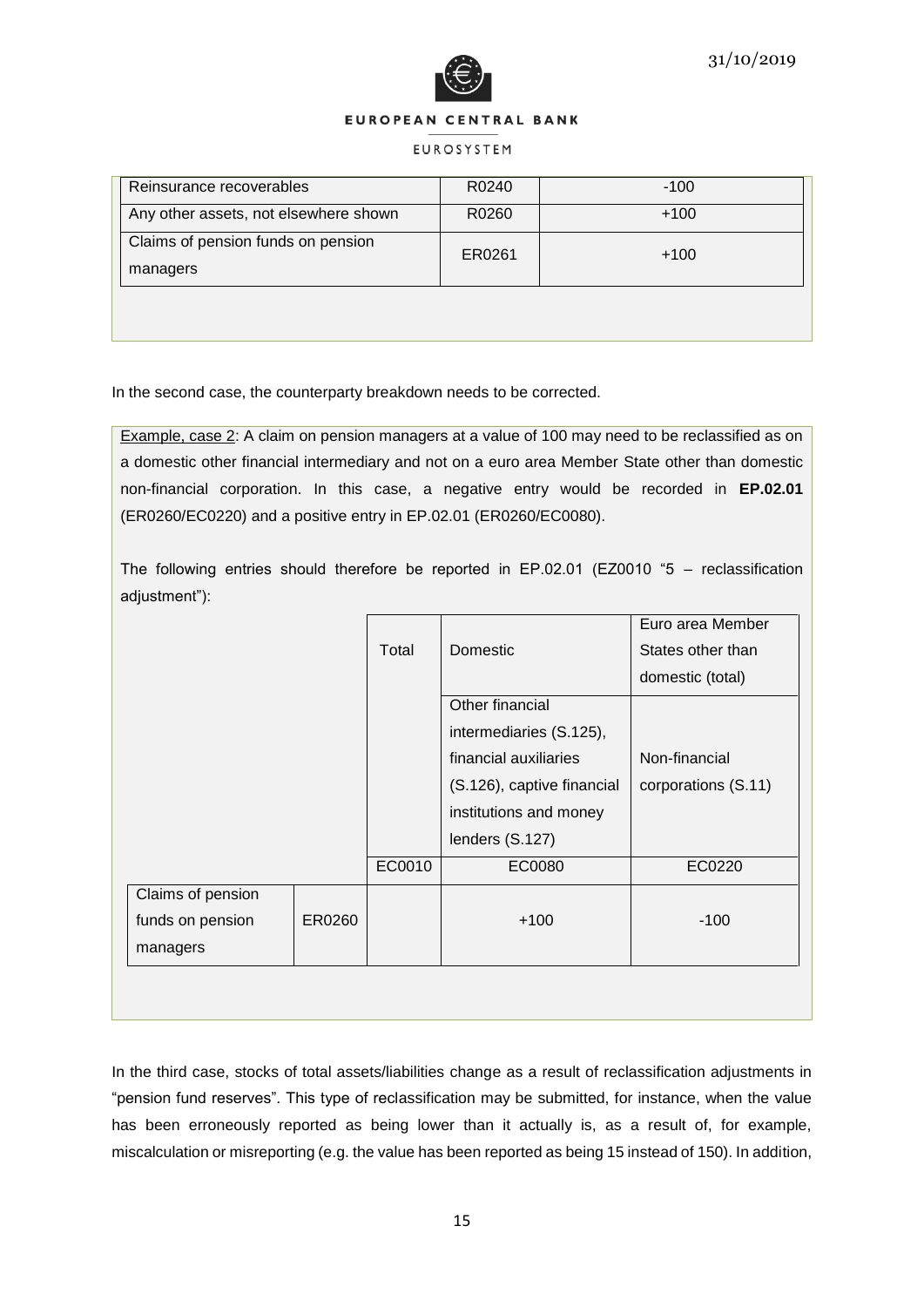| | | |
|---|---|---|
| Reinsurance recoverables | R0240 | -100 |
| Any other assets, not elsewhere shown | R0260 | +100 |
| Claims of pension funds on pension managers | ER0261 | +100 |

In the second case, the counterparty breakdown needs to be corrected.

Example, case 2: A claim on pension managers at a value of 100 may need to be reclassified as on a domestic other financial intermediary and not on a euro area Member State other than domestic non-financial corporation. In this case, a negative entry would be recorded in **EP.02.01** (ER0260/EC0220) and a positive entry in EP.02.01 (ER0260/EC0080).

The following entries should therefore be reported in EP.02.01 (EZ0010 "5 – reclassification adjustment"):

| | | Total | Domestic | Euro area Member States other than domestic (total) |
|---|---|---|---|---|
| | | | Other financial intermediaries (S.125), financial auxiliaries (S.126), captive financial institutions and money lenders (S.127) | Non-financial corporations (S.11) |
| | | EC0010 | EC0080 | EC0220 |
| Claims of pension funds on pension managers | ER0260 | | +100 | -100 |

In the third case, stocks of total assets/liabilities change as a result of reclassification adjustments in "pension fund reserves". This type of reclassification may be submitted, for instance, when the value has been erroneously reported as being lower than it actually is, as a result of, for example, miscalculation or misreporting (e.g. the value has been reported as being 15 instead of 150). In addition,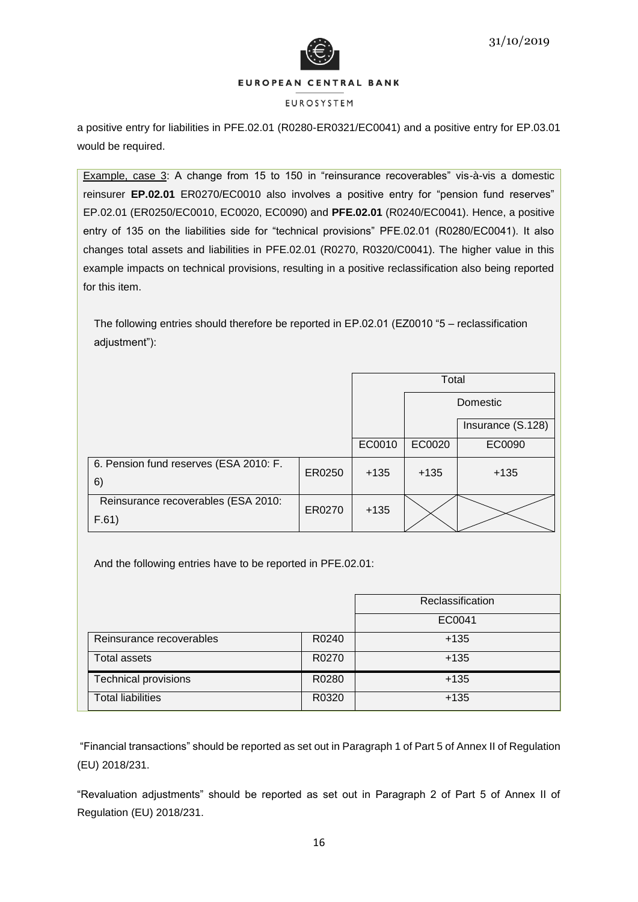a positive entry for liabilities in PFE.02.01 (R0280-ER0321/EC0041) and a positive entry for EP.03.01 would be required.

Example, case 3: A change from 15 to 150 in "reinsurance recoverables" vis-à-vis a domestic reinsurer **EP.02.01** ER0270/EC0010 also involves a positive entry for "pension fund reserves" EP.02.01 (ER0250/EC0010, EC0020, EC0090) and **PFE.02.01** (R0240/EC0041). Hence, a positive entry of 135 on the liabilities side for "technical provisions" PFE.02.01 (R0280/EC0041). It also changes total assets and liabilities in PFE.02.01 (R0270, R0320/C0041). The higher value in this example impacts on technical provisions, resulting in a positive reclassification also being reported for this item.

The following entries should therefore be reported in EP.02.01 (EZ0010 "5 – reclassification adjustment"):

| | | Total | | |
|---|---|---|---|---|
| | | | Domestic | |
| | | | | Insurance (S.128) |
| | | EC0010 | EC0020 | EC0090 |
| 6. Pension fund reserves (ESA 2010: F. 6) | ER0250 | +135 | +135 | +135 |
| Reinsurance recoverables (ESA 2010: F.61) | ER0270 | +135 | | |

And the following entries have to be reported in PFE.02.01:

| | | Reclassification |
|---|---|---|
| | | EC0041 |
| Reinsurance recoverables | R0240 | +135 |
| Total assets | R0270 | +135 |
| Technical provisions | R0280 | +135 |
| Total liabilities | R0320 | +135 |

"Financial transactions" should be reported as set out in Paragraph 1 of Part 5 of Annex II of Regulation (EU) 2018/231.

"Revaluation adjustments" should be reported as set out in Paragraph 2 of Part 5 of Annex II of Regulation (EU) 2018/231.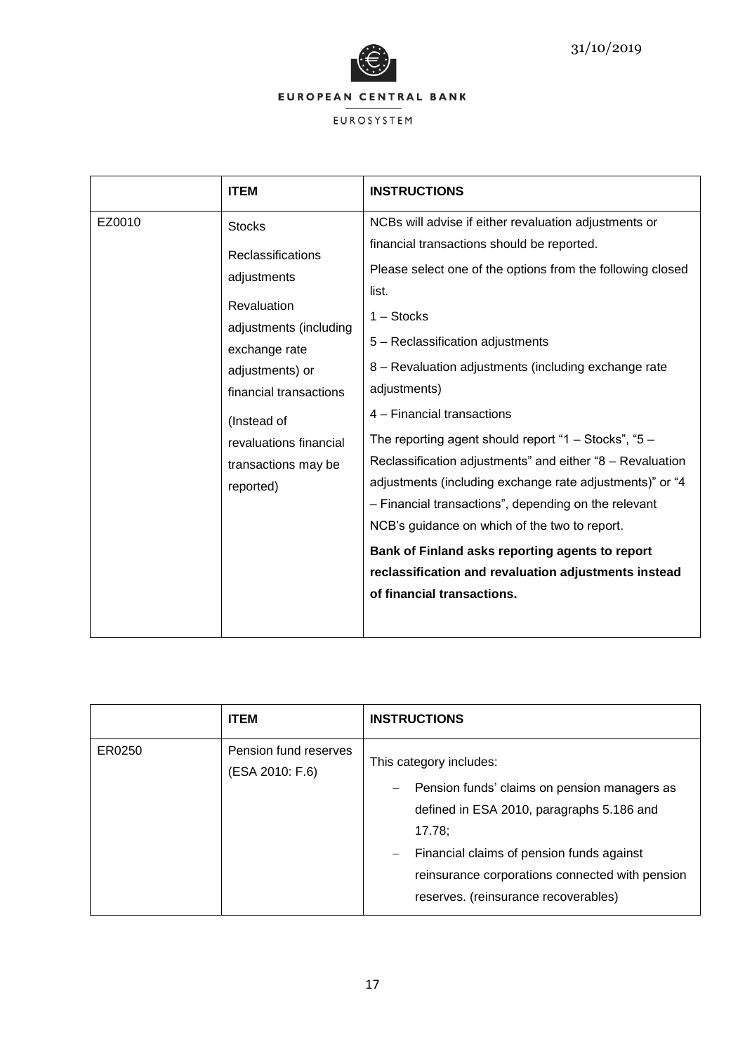| | **ITEM** | **INSTRUCTIONS** |
|---|---|---|
| EZ0010 | Stocks<br><br>Reclassifications adjustments<br><br>Revaluation adjustments (including exchange rate adjustments) or financial transactions<br><br>(Instead of revaluations financial transactions may be reported) | NCBs will advise if either revaluation adjustments or financial transactions should be reported.<br><br>Please select one of the options from the following closed list.<br><br>1 – Stocks<br><br>5 – Reclassification adjustments<br><br>8 – Revaluation adjustments (including exchange rate adjustments)<br><br>4 – Financial transactions<br><br>The reporting agent should report "1 – Stocks", "5 – Reclassification adjustments" and either "8 – Revaluation adjustments (including exchange rate adjustments)" or "4 – Financial transactions", depending on the relevant NCB's guidance on which of the two to report.<br><br>**Bank of Finland asks reporting agents to report reclassification and revaluation adjustments instead of financial transactions.** |

| | **ITEM** | **INSTRUCTIONS** |
|---|---|---|
| ER0250 | Pension fund reserves (ESA 2010: F.6) | This category includes:<br>– Pension funds' claims on pension managers as defined in ESA 2010, paragraphs 5.186 and 17.78;<br>– Financial claims of pension funds against reinsurance corporations connected with pension reserves. (reinsurance recoverables) |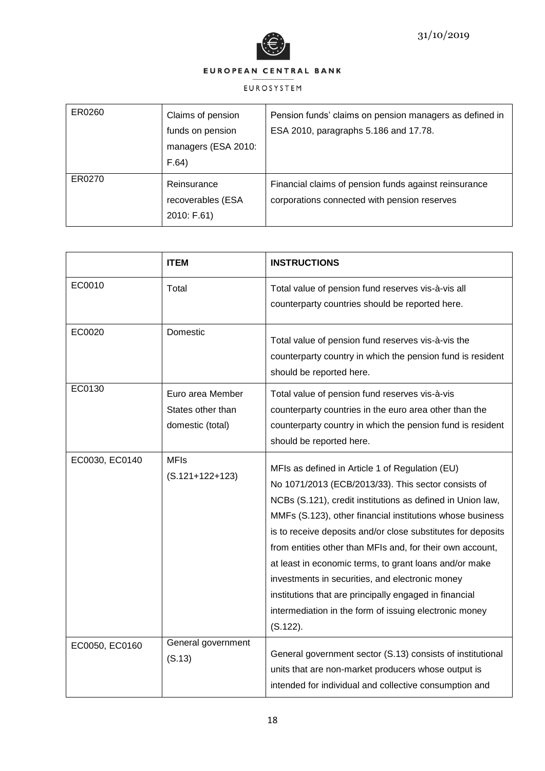| | | |
|---|---|---|
| ER0260 | Claims of pension funds on pension managers (ESA 2010: F.64) | Pension funds' claims on pension managers as defined in ESA 2010, paragraphs 5.186 and 17.78. |
| ER0270 | Reinsurance recoverables (ESA 2010: F.61) | Financial claims of pension funds against reinsurance corporations connected with pension reserves |

| | ITEM | INSTRUCTIONS |
|---|---|---|
| EC0010 | Total | Total value of pension fund reserves vis-à-vis all counterparty countries should be reported here. |
| EC0020 | Domestic | Total value of pension fund reserves vis-à-vis the counterparty country in which the pension fund is resident should be reported here. |
| EC0130 | Euro area Member States other than domestic (total) | Total value of pension fund reserves vis-à-vis counterparty countries in the euro area other than the counterparty country in which the pension fund is resident should be reported here. |
| EC0030, EC0140 | MFIs (S.121+122+123) | MFIs as defined in Article 1 of Regulation (EU) No 1071/2013 (ECB/2013/33). This sector consists of NCBs (S.121), credit institutions as defined in Union law, MMFs (S.123), other financial institutions whose business is to receive deposits and/or close substitutes for deposits from entities other than MFIs and, for their own account, at least in economic terms, to grant loans and/or make investments in securities, and electronic money institutions that are principally engaged in financial intermediation in the form of issuing electronic money (S.122). |
| EC0050, EC0160 | General government (S.13) | General government sector (S.13) consists of institutional units that are non-market producers whose output is intended for individual and collective consumption and |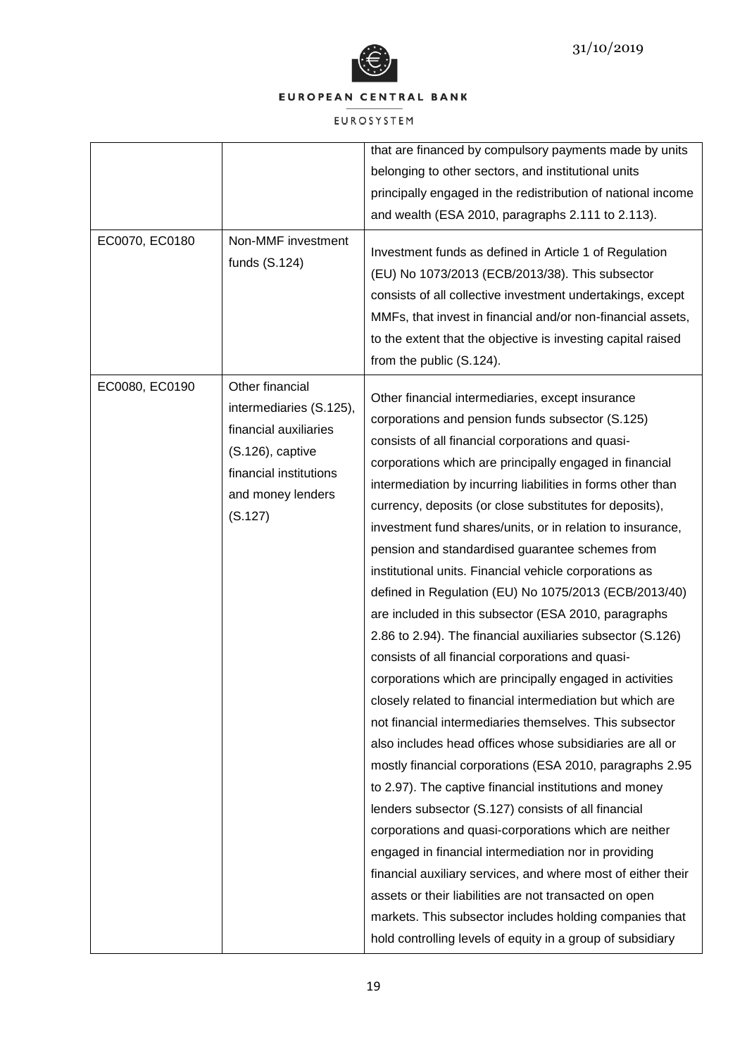| | | |
|---|---|---|
| | | that are financed by compulsory payments made by units belonging to other sectors, and institutional units principally engaged in the redistribution of national income and wealth (ESA 2010, paragraphs 2.111 to 2.113). |
| EC0070, EC0180 | Non-MMF investment funds (S.124) | Investment funds as defined in Article 1 of Regulation (EU) No 1073/2013 (ECB/2013/38). This subsector consists of all collective investment undertakings, except MMFs, that invest in financial and/or non-financial assets, to the extent that the objective is investing capital raised from the public (S.124). |
| EC0080, EC0190 | Other financial intermediaries (S.125), financial auxiliaries (S.126), captive financial institutions and money lenders (S.127) | Other financial intermediaries, except insurance corporations and pension funds subsector (S.125) consists of all financial corporations and quasi-corporations which are principally engaged in financial intermediation by incurring liabilities in forms other than currency, deposits (or close substitutes for deposits), investment fund shares/units, or in relation to insurance, pension and standardised guarantee schemes from institutional units. Financial vehicle corporations as defined in Regulation (EU) No 1075/2013 (ECB/2013/40) are included in this subsector (ESA 2010, paragraphs 2.86 to 2.94). The financial auxiliaries subsector (S.126) consists of all financial corporations and quasi-corporations which are principally engaged in activities closely related to financial intermediation but which are not financial intermediaries themselves. This subsector also includes head offices whose subsidiaries are all or mostly financial corporations (ESA 2010, paragraphs 2.95 to 2.97). The captive financial institutions and money lenders subsector (S.127) consists of all financial corporations and quasi-corporations which are neither engaged in financial intermediation nor in providing financial auxiliary services, and where most of either their assets or their liabilities are not transacted on open markets. This subsector includes holding companies that hold controlling levels of equity in a group of subsidiary |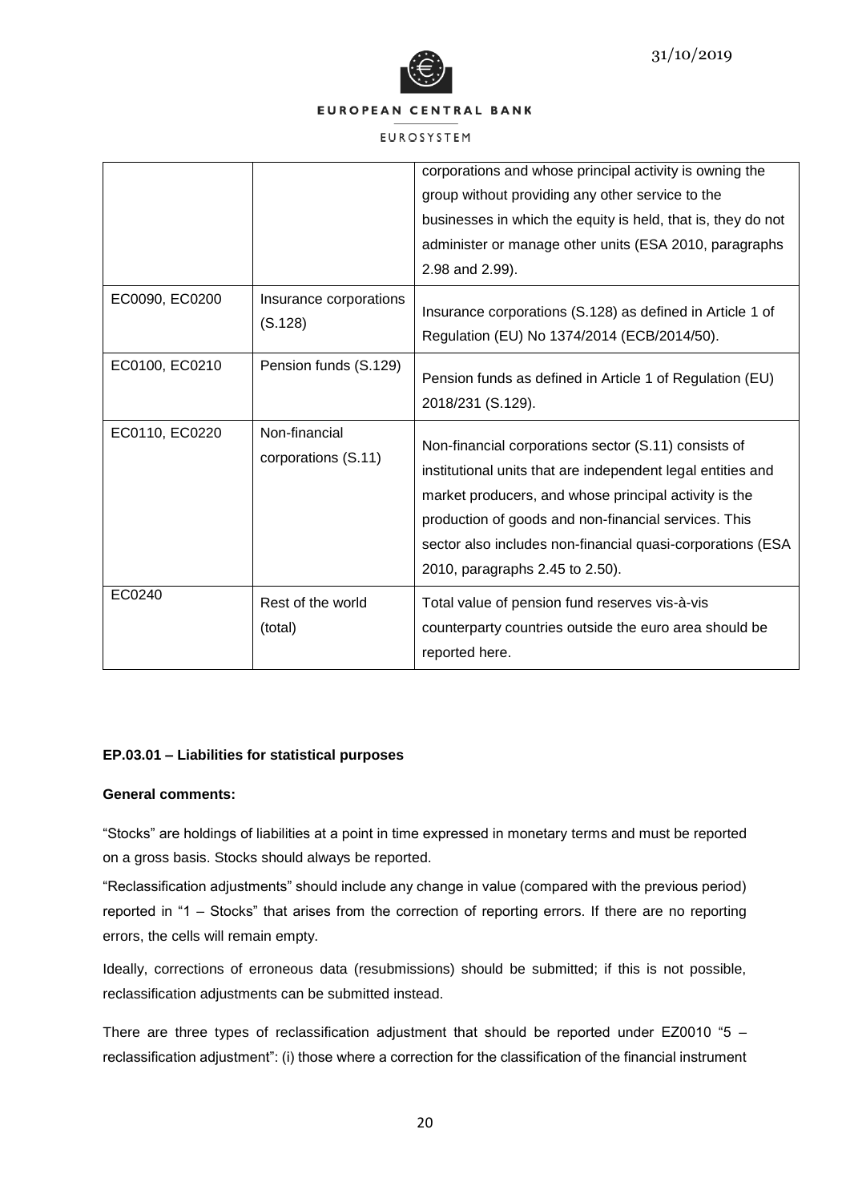|  |  | corporations and whose principal activity is owning the group without providing any other service to the businesses in which the equity is held, that is, they do not administer or manage other units (ESA 2010, paragraphs 2.98 and 2.99). |
| --- | --- | --- |
| EC0090, EC0200 | Insurance corporations (S.128) | Insurance corporations (S.128) as defined in Article 1 of Regulation (EU) No 1374/2014 (ECB/2014/50). |
| EC0100, EC0210 | Pension funds (S.129) | Pension funds as defined in Article 1 of Regulation (EU) 2018/231 (S.129). |
| EC0110, EC0220 | Non-financial corporations (S.11) | Non-financial corporations sector (S.11) consists of institutional units that are independent legal entities and market producers, and whose principal activity is the production of goods and non-financial services. This sector also includes non-financial quasi-corporations (ESA 2010, paragraphs 2.45 to 2.50). |
| EC0240 | Rest of the world (total) | Total value of pension fund reserves vis-à-vis counterparty countries outside the euro area should be reported here. |

**EP.03.01 – Liabilities for statistical purposes**

**General comments:**

"Stocks" are holdings of liabilities at a point in time expressed in monetary terms and must be reported on a gross basis. Stocks should always be reported.

"Reclassification adjustments" should include any change in value (compared with the previous period) reported in "1 – Stocks" that arises from the correction of reporting errors. If there are no reporting errors, the cells will remain empty.

Ideally, corrections of erroneous data (resubmissions) should be submitted; if this is not possible, reclassification adjustments can be submitted instead.

There are three types of reclassification adjustment that should be reported under EZ0010 "5 – reclassification adjustment": (i) those where a correction for the classification of the financial instrument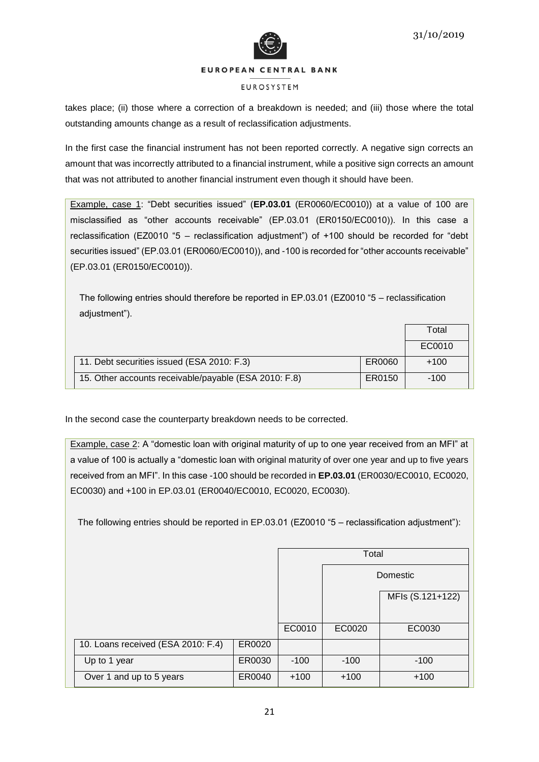takes place; (ii) those where a correction of a breakdown is needed; and (iii) those where the total outstanding amounts change as a result of reclassification adjustments.

In the first case the financial instrument has not been reported correctly. A negative sign corrects an amount that was incorrectly attributed to a financial instrument, while a positive sign corrects an amount that was not attributed to another financial instrument even though it should have been.

Example, case 1: "Debt securities issued" (**EP.03.01** (ER0060/EC0010)) at a value of 100 are misclassified as "other accounts receivable" (EP.03.01 (ER0150/EC0010)). In this case a reclassification (EZ0010 "5 – reclassification adjustment") of +100 should be recorded for "debt securities issued" (EP.03.01 (ER0060/EC0010)), and -100 is recorded for "other accounts receivable" (EP.03.01 (ER0150/EC0010)).

The following entries should therefore be reported in EP.03.01 (EZ0010 "5 – reclassification adjustment").

| | | Total |
|---|---|---|
| | | EC0010 |
| 11. Debt securities issued (ESA 2010: F.3) | ER0060 | +100 |
| 15. Other accounts receivable/payable (ESA 2010: F.8) | ER0150 | -100 |

In the second case the counterparty breakdown needs to be corrected.

Example, case 2: A "domestic loan with original maturity of up to one year received from an MFI" at a value of 100 is actually a "domestic loan with original maturity of over one year and up to five years received from an MFI". In this case -100 should be recorded in **EP.03.01** (ER0030/EC0010, EC0020, EC0030) and +100 in EP.03.01 (ER0040/EC0010, EC0020, EC0030).

The following entries should be reported in EP.03.01 (EZ0010 "5 – reclassification adjustment"):

| | | Total | | |
|---|---|---|---|---|
| | | | Domestic | |
| | | | | MFIs (S.121+122) |
| | | EC0010 | EC0020 | EC0030 |
| 10. Loans received (ESA 2010: F.4) | ER0020 | | | |
| Up to 1 year | ER0030 | -100 | -100 | -100 |
| Over 1 and up to 5 years | ER0040 | +100 | +100 | +100 |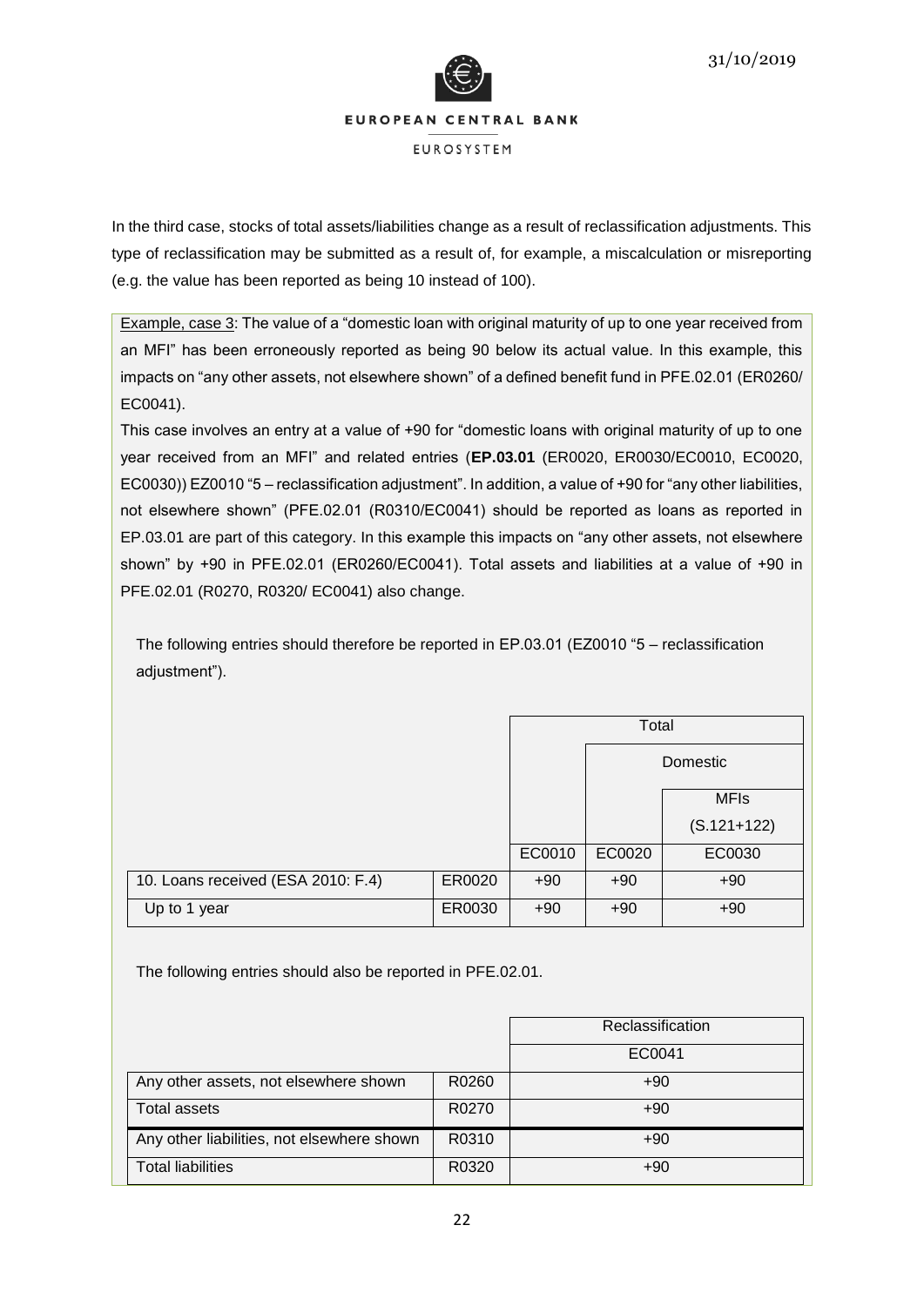In the third case, stocks of total assets/liabilities change as a result of reclassification adjustments. This type of reclassification may be submitted as a result of, for example, a miscalculation or misreporting (e.g. the value has been reported as being 10 instead of 100).

Example, case 3: The value of a "domestic loan with original maturity of up to one year received from an MFI" has been erroneously reported as being 90 below its actual value. In this example, this impacts on "any other assets, not elsewhere shown" of a defined benefit fund in PFE.02.01 (ER0260/ EC0041).

This case involves an entry at a value of +90 for "domestic loans with original maturity of up to one year received from an MFI" and related entries (**EP.03.01** (ER0020, ER0030/EC0010, EC0020, EC0030)) EZ0010 "5 – reclassification adjustment". In addition, a value of +90 for "any other liabilities, not elsewhere shown" (PFE.02.01 (R0310/EC0041) should be reported as loans as reported in EP.03.01 are part of this category. In this example this impacts on "any other assets, not elsewhere shown" by +90 in PFE.02.01 (ER0260/EC0041). Total assets and liabilities at a value of +90 in PFE.02.01 (R0270, R0320/ EC0041) also change.

The following entries should therefore be reported in EP.03.01 (EZ0010 "5 – reclassification adjustment").

| | | Total | | |
|---|---|---|---|---|
| | | | Domestic | |
| | | | | MFIs (S.121+122) |
| | | EC0010 | EC0020 | EC0030 |
| 10. Loans received (ESA 2010: F.4) | ER0020 | +90 | +90 | +90 |
| Up to 1 year | ER0030 | +90 | +90 | +90 |

The following entries should also be reported in PFE.02.01.

| | | Reclassification |
|---|---|---|
| | | EC0041 |
| Any other assets, not elsewhere shown | R0260 | +90 |
| Total assets | R0270 | +90 |
| Any other liabilities, not elsewhere shown | R0310 | +90 |
| Total liabilities | R0320 | +90 |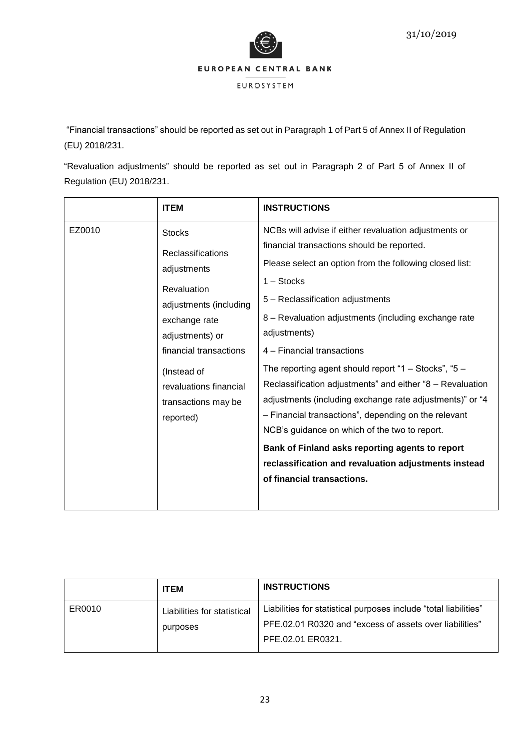"Financial transactions" should be reported as set out in Paragraph 1 of Part 5 of Annex II of Regulation (EU) 2018/231.

"Revaluation adjustments" should be reported as set out in Paragraph 2 of Part 5 of Annex II of Regulation (EU) 2018/231.

| | **ITEM** | **INSTRUCTIONS** |
|---|---|---|
| EZ0010 | Stocks<br><br>Reclassifications adjustments<br><br>Revaluation adjustments (including exchange rate adjustments) or financial transactions<br><br>(Instead of revaluations financial transactions may be reported) | NCBs will advise if either revaluation adjustments or financial transactions should be reported.<br><br>Please select an option from the following closed list:<br><br>1 – Stocks<br><br>5 – Reclassification adjustments<br><br>8 – Revaluation adjustments (including exchange rate adjustments)<br><br>4 – Financial transactions<br><br>The reporting agent should report "1 – Stocks", "5 – Reclassification adjustments" and either "8 – Revaluation adjustments (including exchange rate adjustments)" or "4 – Financial transactions", depending on the relevant NCB's guidance on which of the two to report.<br><br>**Bank of Finland asks reporting agents to report reclassification and revaluation adjustments instead of financial transactions.** |

| | **ITEM** | **INSTRUCTIONS** |
|---|---|---|
| ER0010 | Liabilities for statistical purposes | Liabilities for statistical purposes include "total liabilities" PFE.02.01 R0320 and "excess of assets over liabilities" PFE.02.01 ER0321. |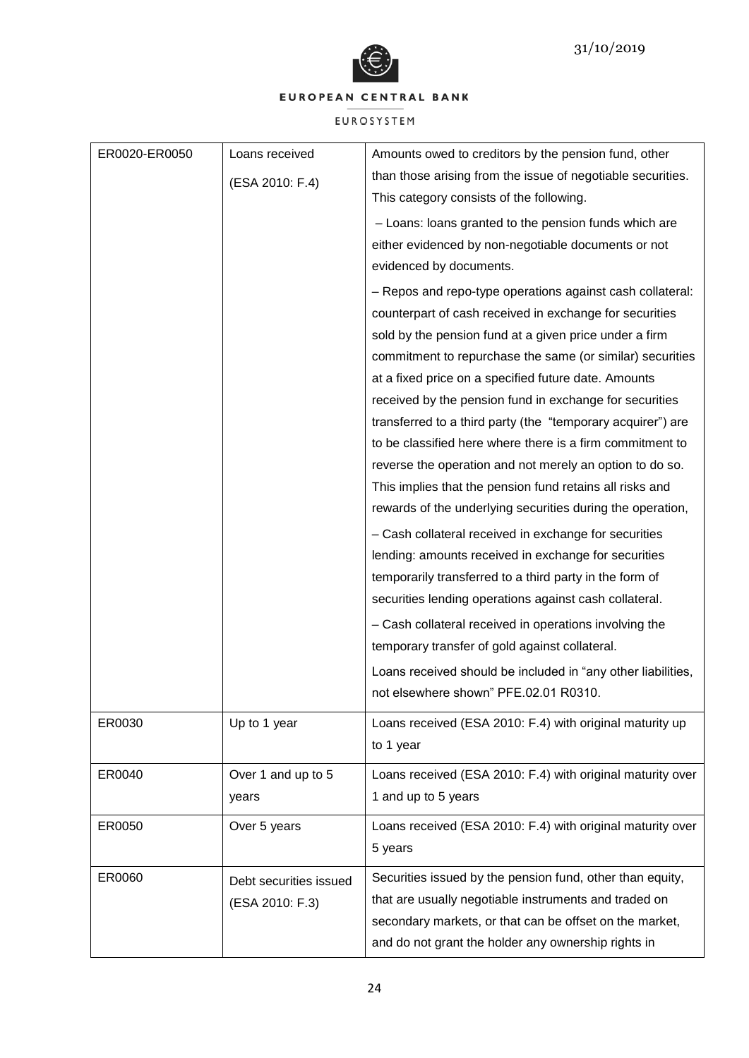| ER0020-ER0050 | Loans received (ESA 2010: F.4) | Amounts owed to creditors by the pension fund, other than those arising from the issue of negotiable securities. This category consists of the following.<br>– Loans: loans granted to the pension funds which are either evidenced by non-negotiable documents or not evidenced by documents.<br>– Repos and repo-type operations against cash collateral: counterpart of cash received in exchange for securities sold by the pension fund at a given price under a firm commitment to repurchase the same (or similar) securities at a fixed price on a specified future date. Amounts received by the pension fund in exchange for securities transferred to a third party (the "temporary acquirer") are to be classified here where there is a firm commitment to reverse the operation and not merely an option to do so. This implies that the pension fund retains all risks and rewards of the underlying securities during the operation,<br>– Cash collateral received in exchange for securities lending: amounts received in exchange for securities temporarily transferred to a third party in the form of securities lending operations against cash collateral.<br>– Cash collateral received in operations involving the temporary transfer of gold against collateral.<br>Loans received should be included in "any other liabilities, not elsewhere shown" PFE.02.01 R0310. |
|---|---|---|
| ER0030 | Up to 1 year | Loans received (ESA 2010: F.4) with original maturity up to 1 year |
| ER0040 | Over 1 and up to 5 years | Loans received (ESA 2010: F.4) with original maturity over 1 and up to 5 years |
| ER0050 | Over 5 years | Loans received (ESA 2010: F.4) with original maturity over 5 years |
| ER0060 | Debt securities issued (ESA 2010: F.3) | Securities issued by the pension fund, other than equity, that are usually negotiable instruments and traded on secondary markets, or that can be offset on the market, and do not grant the holder any ownership rights in |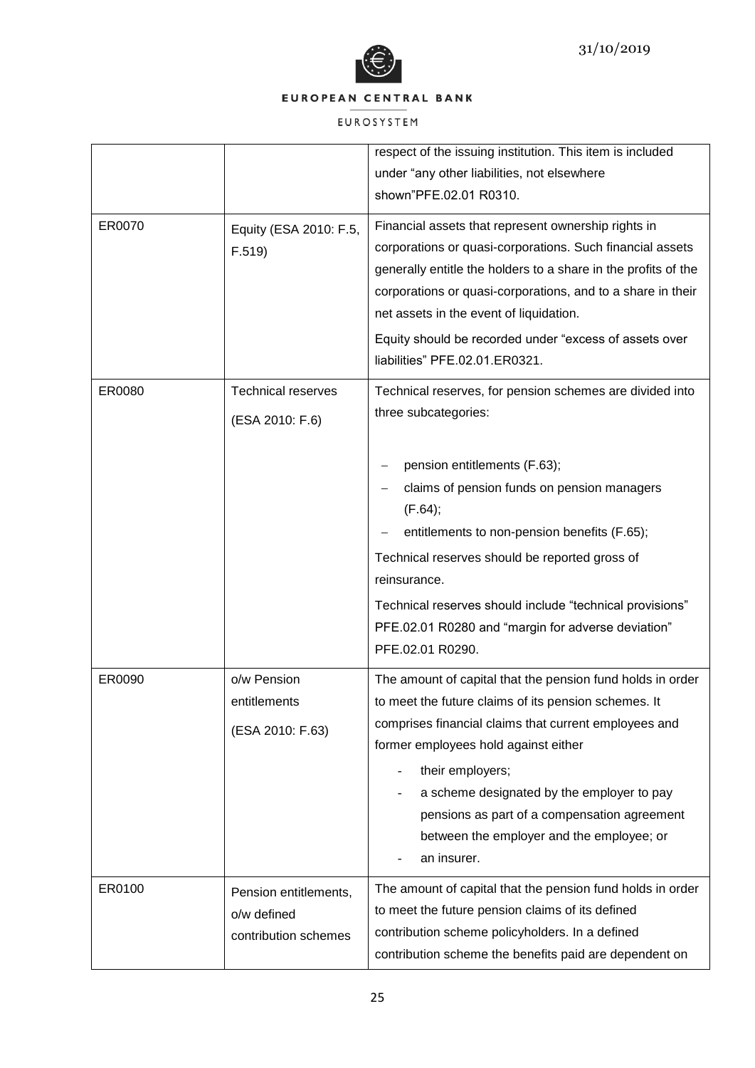| | | |
|---|---|---|
| | | respect of the issuing institution. This item is included under “any other liabilities, not elsewhere shown”PFE.02.01 R0310. |
| ER0070 | Equity (ESA 2010: F.5, F.519) | Financial assets that represent ownership rights in corporations or quasi-corporations. Such financial assets generally entitle the holders to a share in the profits of the corporations or quasi-corporations, and to a share in their net assets in the event of liquidation.<br><br>Equity should be recorded under “excess of assets over liabilities” PFE.02.01.ER0321. |
| ER0080 | Technical reserves<br><br>(ESA 2010: F.6) | Technical reserves, for pension schemes are divided into three subcategories:<br><br>– pension entitlements (F.63);<br>– claims of pension funds on pension managers (F.64);<br>– entitlements to non-pension benefits (F.65);<br><br>Technical reserves should be reported gross of reinsurance.<br><br>Technical reserves should include “technical provisions” PFE.02.01 R0280 and “margin for adverse deviation” PFE.02.01 R0290. |
| ER0090 | o/w Pension entitlements<br><br>(ESA 2010: F.63) | The amount of capital that the pension fund holds in order to meet the future claims of its pension schemes. It comprises financial claims that current employees and former employees hold against either<br><br>- their employers;<br>- a scheme designated by the employer to pay pensions as part of a compensation agreement between the employer and the employee; or<br>- an insurer. |
| ER0100 | Pension entitlements, o/w defined contribution schemes | The amount of capital that the pension fund holds in order to meet the future pension claims of its defined contribution scheme policyholders. In a defined contribution scheme the benefits paid are dependent on |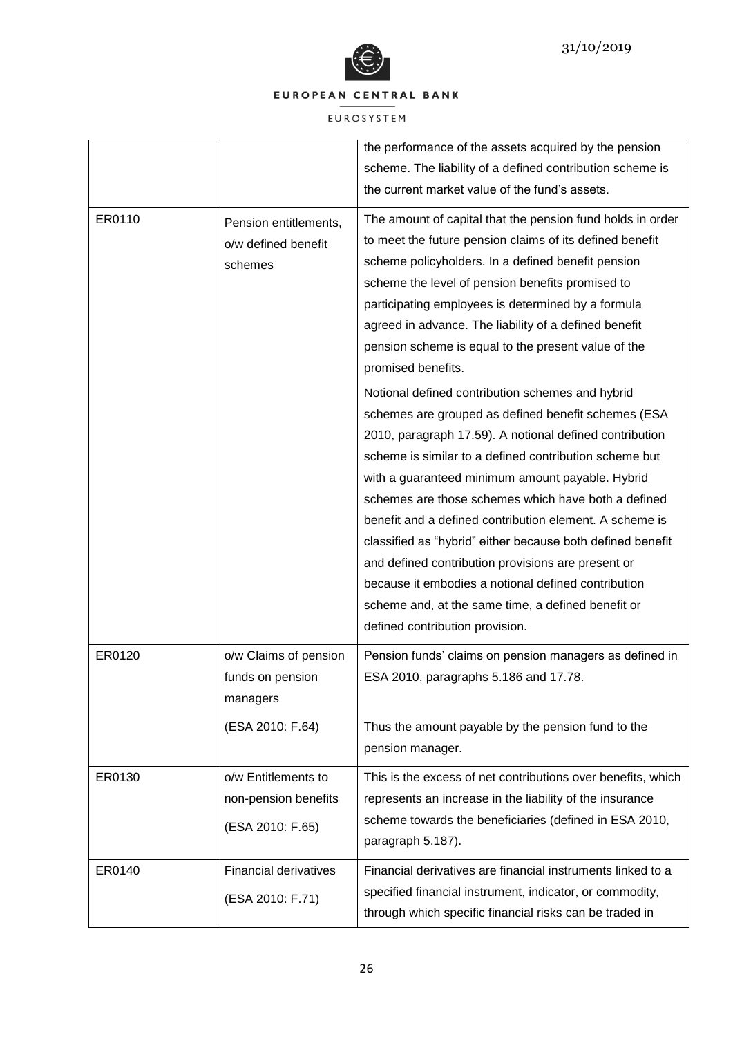| | | |
|---|---|---|
| | | the performance of the assets acquired by the pension scheme. The liability of a defined contribution scheme is the current market value of the fund's assets. |
| ER0110 | Pension entitlements, o/w defined benefit schemes | The amount of capital that the pension fund holds in order to meet the future pension claims of its defined benefit scheme policyholders. In a defined benefit pension scheme the level of pension benefits promised to participating employees is determined by a formula agreed in advance. The liability of a defined benefit pension scheme is equal to the present value of the promised benefits.<br><br>Notional defined contribution schemes and hybrid schemes are grouped as defined benefit schemes (ESA 2010, paragraph 17.59). A notional defined contribution scheme is similar to a defined contribution scheme but with a guaranteed minimum amount payable. Hybrid schemes are those schemes which have both a defined benefit and a defined contribution element. A scheme is classified as "hybrid" either because both defined benefit and defined contribution provisions are present or because it embodies a notional defined contribution scheme and, at the same time, a defined benefit or defined contribution provision. |
| ER0120 | o/w Claims of pension funds on pension managers<br><br>(ESA 2010: F.64) | Pension funds' claims on pension managers as defined in ESA 2010, paragraphs 5.186 and 17.78.<br><br>Thus the amount payable by the pension fund to the pension manager. |
| ER0130 | o/w Entitlements to non-pension benefits<br><br>(ESA 2010: F.65) | This is the excess of net contributions over benefits, which represents an increase in the liability of the insurance scheme towards the beneficiaries (defined in ESA 2010, paragraph 5.187). |
| ER0140 | Financial derivatives<br><br>(ESA 2010: F.71) | Financial derivatives are financial instruments linked to a specified financial instrument, indicator, or commodity, through which specific financial risks can be traded in |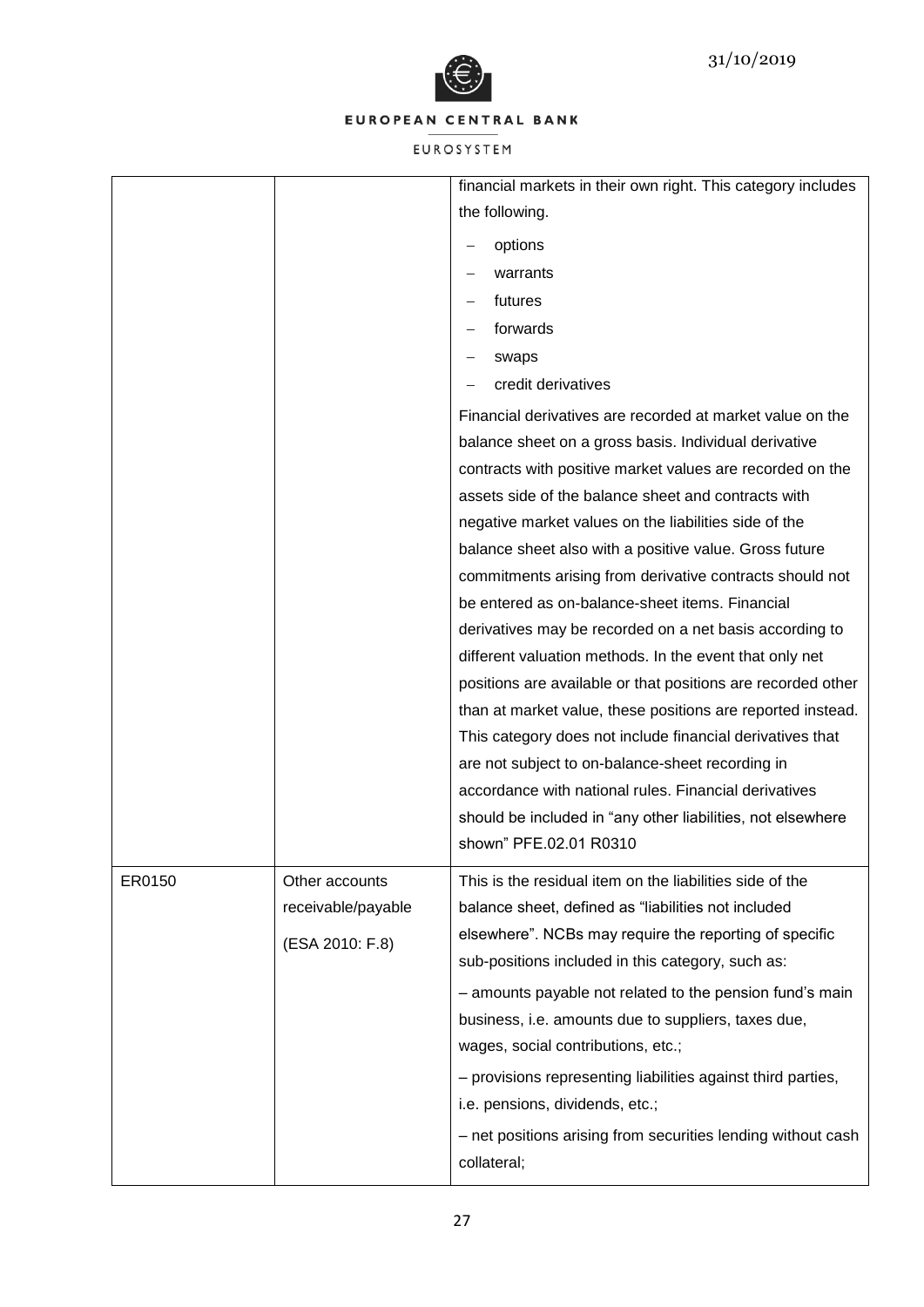| | | |
|---|---|---|
| | | financial markets in their own right. This category includes the following.<br>– options<br>– warrants<br>– futures<br>– forwards<br>– swaps<br>– credit derivatives<br>Financial derivatives are recorded at market value on the balance sheet on a gross basis. Individual derivative contracts with positive market values are recorded on the assets side of the balance sheet and contracts with negative market values on the liabilities side of the balance sheet also with a positive value. Gross future commitments arising from derivative contracts should not be entered as on-balance-sheet items. Financial derivatives may be recorded on a net basis according to different valuation methods. In the event that only net positions are available or that positions are recorded other than at market value, these positions are reported instead. This category does not include financial derivatives that are not subject to on-balance-sheet recording in accordance with national rules. Financial derivatives should be included in "any other liabilities, not elsewhere shown" PFE.02.01 R0310 |
| ER0150 | Other accounts receivable/payable<br>(ESA 2010: F.8) | This is the residual item on the liabilities side of the balance sheet, defined as "liabilities not included elsewhere". NCBs may require the reporting of specific sub-positions included in this category, such as:<br>– amounts payable not related to the pension fund's main business, i.e. amounts due to suppliers, taxes due, wages, social contributions, etc.;<br>– provisions representing liabilities against third parties, i.e. pensions, dividends, etc.;<br>– net positions arising from securities lending without cash collateral; |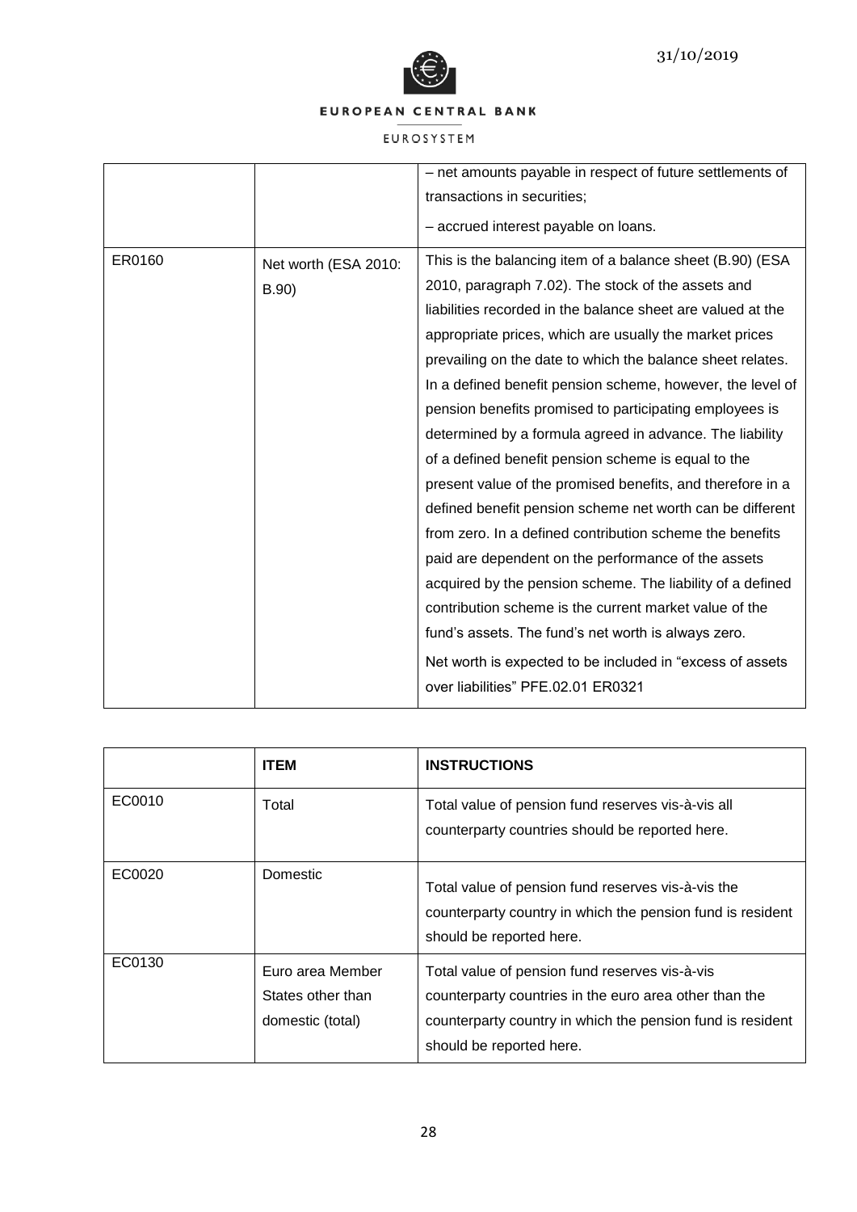| | | – net amounts payable in respect of future settlements of transactions in securities;<br>– accrued interest payable on loans. |
|---|---|---|
| ER0160 | Net worth (ESA 2010: B.90) | This is the balancing item of a balance sheet (B.90) (ESA 2010, paragraph 7.02). The stock of the assets and liabilities recorded in the balance sheet are valued at the appropriate prices, which are usually the market prices prevailing on the date to which the balance sheet relates. In a defined benefit pension scheme, however, the level of pension benefits promised to participating employees is determined by a formula agreed in advance. The liability of a defined benefit pension scheme is equal to the present value of the promised benefits, and therefore in a defined benefit pension scheme net worth can be different from zero. In a defined contribution scheme the benefits paid are dependent on the performance of the assets acquired by the pension scheme. The liability of a defined contribution scheme is the current market value of the fund's assets. The fund's net worth is always zero.<br>Net worth is expected to be included in "excess of assets over liabilities" PFE.02.01 ER0321 |

| | **ITEM** | **INSTRUCTIONS** |
|---|---|---|
| EC0010 | Total | Total value of pension fund reserves vis-à-vis all counterparty countries should be reported here. |
| EC0020 | Domestic | Total value of pension fund reserves vis-à-vis the counterparty country in which the pension fund is resident should be reported here. |
| EC0130 | Euro area Member States other than domestic (total) | Total value of pension fund reserves vis-à-vis counterparty countries in the euro area other than the counterparty country in which the pension fund is resident should be reported here. |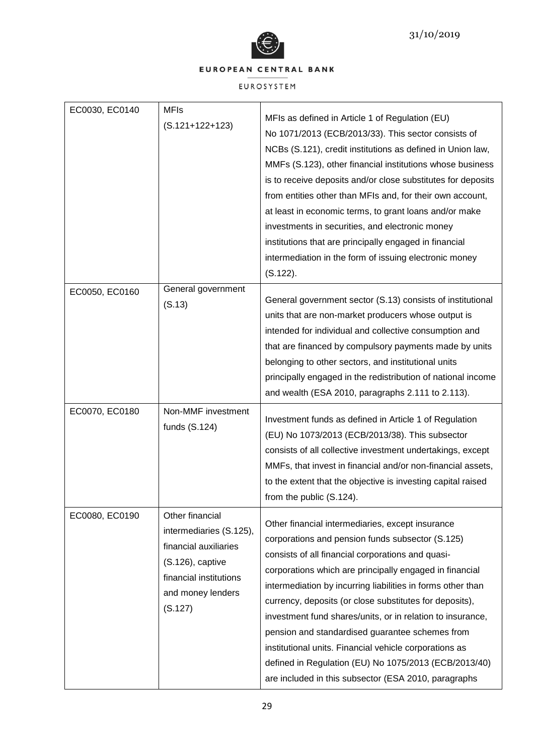| | | |
|---|---|---|
| EC0030, EC0140 | MFIs (S.121+122+123) | MFIs as defined in Article 1 of Regulation (EU) No 1071/2013 (ECB/2013/33). This sector consists of NCBs (S.121), credit institutions as defined in Union law, MMFs (S.123), other financial institutions whose business is to receive deposits and/or close substitutes for deposits from entities other than MFIs and, for their own account, at least in economic terms, to grant loans and/or make investments in securities, and electronic money institutions that are principally engaged in financial intermediation in the form of issuing electronic money (S.122). |
| EC0050, EC0160 | General government (S.13) | General government sector (S.13) consists of institutional units that are non-market producers whose output is intended for individual and collective consumption and that are financed by compulsory payments made by units belonging to other sectors, and institutional units principally engaged in the redistribution of national income and wealth (ESA 2010, paragraphs 2.111 to 2.113). |
| EC0070, EC0180 | Non-MMF investment funds (S.124) | Investment funds as defined in Article 1 of Regulation (EU) No 1073/2013 (ECB/2013/38). This subsector consists of all collective investment undertakings, except MMFs, that invest in financial and/or non-financial assets, to the extent that the objective is investing capital raised from the public (S.124). |
| EC0080, EC0190 | Other financial intermediaries (S.125), financial auxiliaries (S.126), captive financial institutions and money lenders (S.127) | Other financial intermediaries, except insurance corporations and pension funds subsector (S.125) consists of all financial corporations and quasi-corporations which are principally engaged in financial intermediation by incurring liabilities in forms other than currency, deposits (or close substitutes for deposits), investment fund shares/units, or in relation to insurance, pension and standardised guarantee schemes from institutional units. Financial vehicle corporations as defined in Regulation (EU) No 1075/2013 (ECB/2013/40) are included in this subsector (ESA 2010, paragraphs |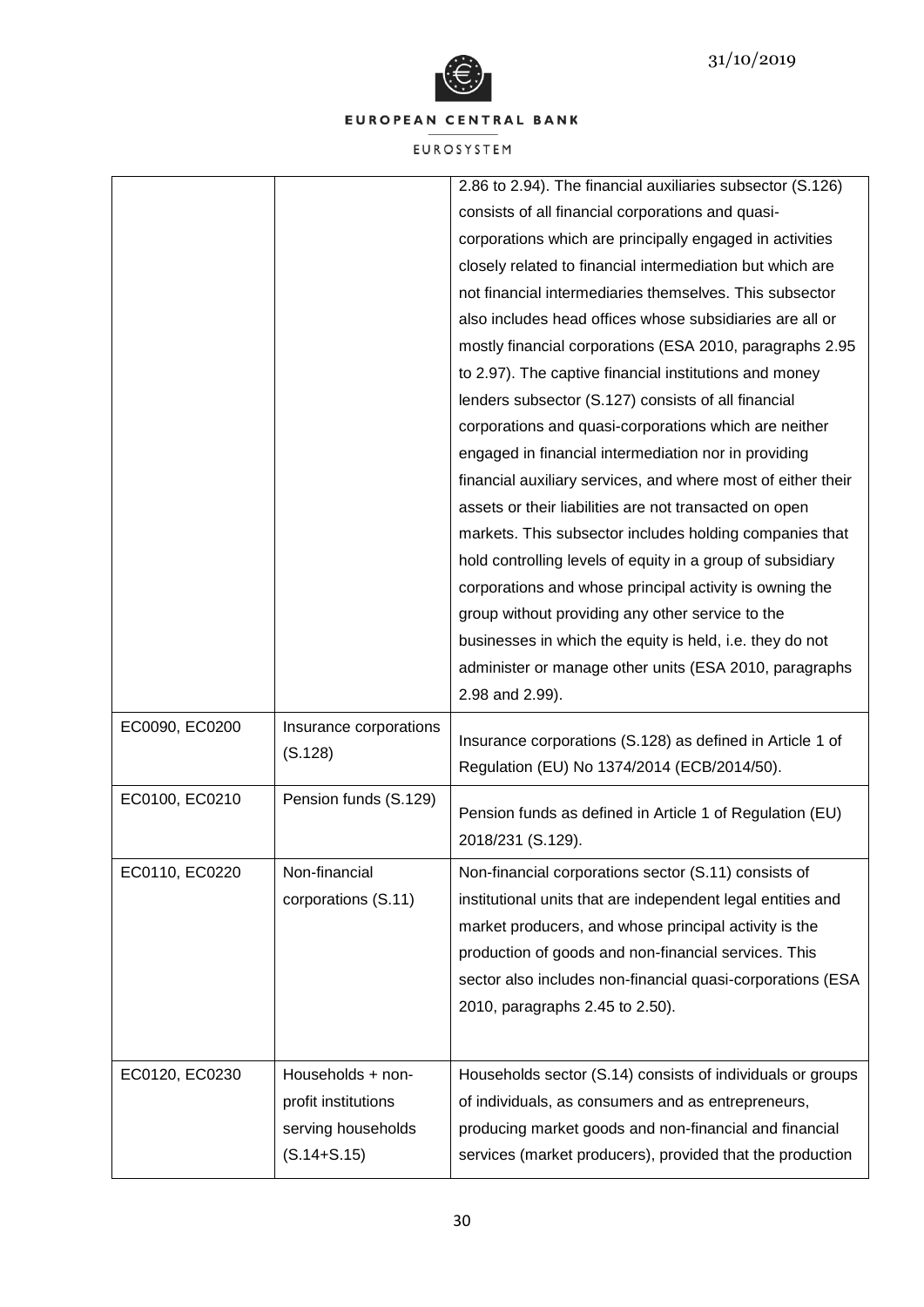| | | |
|---|---|---|
| | | 2.86 to 2.94). The financial auxiliaries subsector (S.126) consists of all financial corporations and quasi-corporations which are principally engaged in activities closely related to financial intermediation but which are not financial intermediaries themselves. This subsector also includes head offices whose subsidiaries are all or mostly financial corporations (ESA 2010, paragraphs 2.95 to 2.97). The captive financial institutions and money lenders subsector (S.127) consists of all financial corporations and quasi-corporations which are neither engaged in financial intermediation nor in providing financial auxiliary services, and where most of either their assets or their liabilities are not transacted on open markets. This subsector includes holding companies that hold controlling levels of equity in a group of subsidiary corporations and whose principal activity is owning the group without providing any other service to the businesses in which the equity is held, i.e. they do not administer or manage other units (ESA 2010, paragraphs 2.98 and 2.99). |
| EC0090, EC0200 | Insurance corporations (S.128) | Insurance corporations (S.128) as defined in Article 1 of Regulation (EU) No 1374/2014 (ECB/2014/50). |
| EC0100, EC0210 | Pension funds (S.129) | Pension funds as defined in Article 1 of Regulation (EU) 2018/231 (S.129). |
| EC0110, EC0220 | Non-financial corporations (S.11) | Non-financial corporations sector (S.11) consists of institutional units that are independent legal entities and market producers, and whose principal activity is the production of goods and non-financial services. This sector also includes non-financial quasi-corporations (ESA 2010, paragraphs 2.45 to 2.50). |
| EC0120, EC0230 | Households + non-profit institutions serving households (S.14+S.15) | Households sector (S.14) consists of individuals or groups of individuals, as consumers and as entrepreneurs, producing market goods and non-financial and financial services (market producers), provided that the production |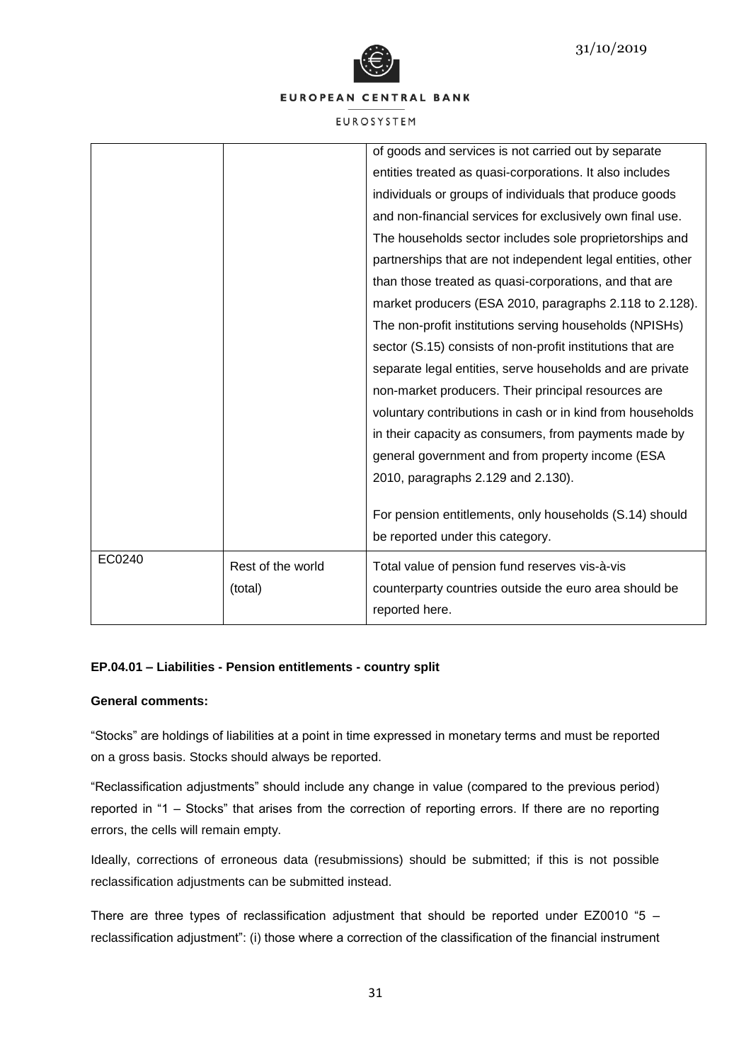|  |  | of goods and services is not carried out by separate entities treated as quasi-corporations. It also includes individuals or groups of individuals that produce goods and non-financial services for exclusively own final use. The households sector includes sole proprietorships and partnerships that are not independent legal entities, other than those treated as quasi-corporations, and that are market producers (ESA 2010, paragraphs 2.118 to 2.128). The non-profit institutions serving households (NPISHs) sector (S.15) consists of non-profit institutions that are separate legal entities, serve households and are private non-market producers. Their principal resources are voluntary contributions in cash or in kind from households in their capacity as consumers, from payments made by general government and from property income (ESA 2010, paragraphs 2.129 and 2.130).<br><br>For pension entitlements, only households (S.14) should be reported under this category. |
|---|---|---|
| EC0240 | Rest of the world (total) | Total value of pension fund reserves vis-à-vis counterparty countries outside the euro area should be reported here. |

#### EP.04.01 – Liabilities - Pension entitlements - country split

**General comments:**

"Stocks" are holdings of liabilities at a point in time expressed in monetary terms and must be reported on a gross basis. Stocks should always be reported.

"Reclassification adjustments" should include any change in value (compared to the previous period) reported in "1 – Stocks" that arises from the correction of reporting errors. If there are no reporting errors, the cells will remain empty.

Ideally, corrections of erroneous data (resubmissions) should be submitted; if this is not possible reclassification adjustments can be submitted instead.

There are three types of reclassification adjustment that should be reported under EZ0010 "5 – reclassification adjustment": (i) those where a correction of the classification of the financial instrument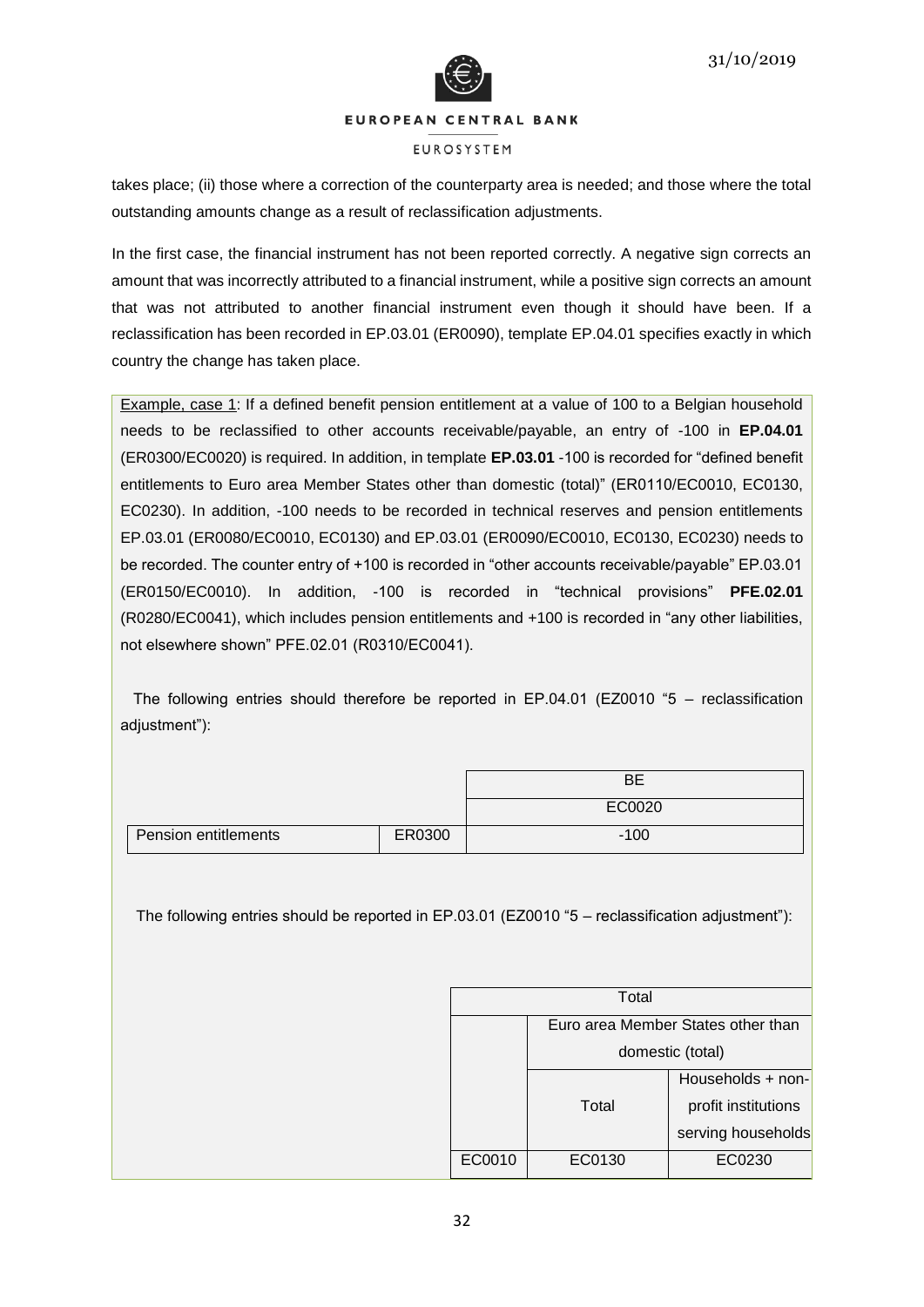takes place; (ii) those where a correction of the counterparty area is needed; and those where the total outstanding amounts change as a result of reclassification adjustments.

In the first case, the financial instrument has not been reported correctly. A negative sign corrects an amount that was incorrectly attributed to a financial instrument, while a positive sign corrects an amount that was not attributed to another financial instrument even though it should have been. If a reclassification has been recorded in EP.03.01 (ER0090), template EP.04.01 specifies exactly in which country the change has taken place.

Example, case 1: If a defined benefit pension entitlement at a value of 100 to a Belgian household needs to be reclassified to other accounts receivable/payable, an entry of -100 in **EP.04.01** (ER0300/EC0020) is required. In addition, in template **EP.03.01** -100 is recorded for "defined benefit entitlements to Euro area Member States other than domestic (total)" (ER0110/EC0010, EC0130, EC0230). In addition, -100 needs to be recorded in technical reserves and pension entitlements EP.03.01 (ER0080/EC0010, EC0130) and EP.03.01 (ER0090/EC0010, EC0130, EC0230) needs to be recorded. The counter entry of +100 is recorded in "other accounts receivable/payable" EP.03.01 (ER0150/EC0010). In addition, -100 is recorded in "technical provisions" **PFE.02.01** (R0280/EC0041), which includes pension entitlements and +100 is recorded in "any other liabilities, not elsewhere shown" PFE.02.01 (R0310/EC0041).

The following entries should therefore be reported in EP.04.01 (EZ0010 "5 – reclassification adjustment"):

| | | BE |
|---|---|---|
| | | EC0020 |
| Pension entitlements | ER0300 | -100 |

The following entries should be reported in EP.03.01 (EZ0010 "5 – reclassification adjustment"):

| Total | | |
|---|---|---|
| | Euro area Member States other than domestic (total) | |
| | Total | Households + non-profit institutions serving households |
| EC0010 | EC0130 | EC0230 |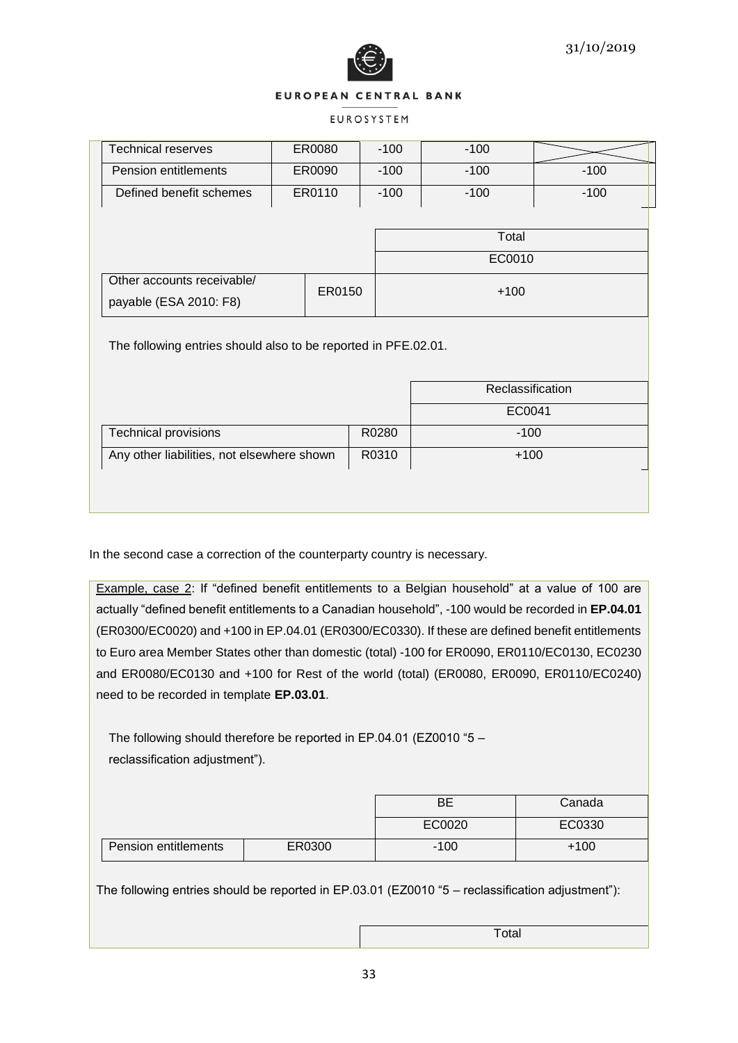| | | | | |
|---|---|---|---|---|
| Technical reserves | ER0080 | -100 | -100 | |
| Pension entitlements | ER0090 | -100 | -100 | -100 |
| Defined benefit schemes | ER0110 | -100 | -100 | -100 |

| | | Total |
|---|---|---|
| | | EC0010 |
| Other accounts receivable/ payable (ESA 2010: F8) | ER0150 | +100 |

The following entries should also to be reported in PFE.02.01.

| | | Reclassification |
|---|---|---|
| | | EC0041 |
| Technical provisions | R0280 | -100 |
| Any other liabilities, not elsewhere shown | R0310 | +100 |

In the second case a correction of the counterparty country is necessary.

Example, case 2: If “defined benefit entitlements to a Belgian household” at a value of 100 are actually “defined benefit entitlements to a Canadian household”, -100 would be recorded in **EP.04.01** (ER0300/EC0020) and +100 in EP.04.01 (ER0300/EC0330). If these are defined benefit entitlements to Euro area Member States other than domestic (total) -100 for ER0090, ER0110/EC0130, EC0230 and ER0080/EC0130 and +100 for Rest of the world (total) (ER0080, ER0090, ER0110/EC0240) need to be recorded in template **EP.03.01**.

The following should therefore be reported in EP.04.01 (EZ0010 “5 – reclassification adjustment”).

| | | BE | Canada |
|---|---|---|---|
| | | EC0020 | EC0330 |
| Pension entitlements | ER0300 | -100 | +100 |

The following entries should be reported in EP.03.01 (EZ0010 “5 – reclassification adjustment”):

| | Total |
|---|---|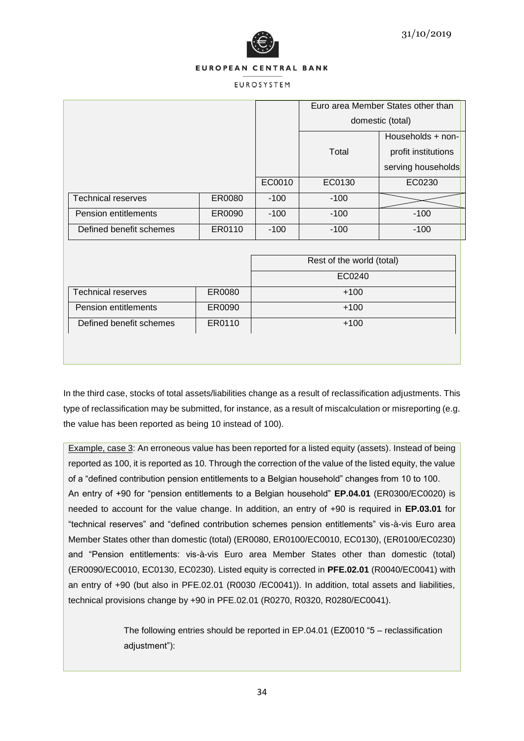| | | | Euro area Member States other than domestic (total) | |
|---|---|---|---|---|
| | | | Total | Households + non-profit institutions serving households |
| | | EC0010 | EC0130 | EC0230 |
| Technical reserves | ER0080 | -100 | -100 | |
| Pension entitlements | ER0090 | -100 | -100 | -100 |
| Defined benefit schemes | ER0110 | -100 | -100 | -100 |

| | | Rest of the world (total) |
|---|---|---|
| | | EC0240 |
| Technical reserves | ER0080 | +100 |
| Pension entitlements | ER0090 | +100 |
| Defined benefit schemes | ER0110 | +100 |

In the third case, stocks of total assets/liabilities change as a result of reclassification adjustments. This type of reclassification may be submitted, for instance, as a result of miscalculation or misreporting (e.g. the value has been reported as being 10 instead of 100).

Example, case 3: An erroneous value has been reported for a listed equity (assets). Instead of being reported as 100, it is reported as 10. Through the correction of the value of the listed equity, the value of a "defined contribution pension entitlements to a Belgian household" changes from 10 to 100. An entry of +90 for "pension entitlements to a Belgian household" **EP.04.01** (ER0300/EC0020) is needed to account for the value change. In addition, an entry of +90 is required in **EP.03.01** for "technical reserves" and "defined contribution schemes pension entitlements" vis-à-vis Euro area Member States other than domestic (total) (ER0080, ER0100/EC0010, EC0130), (ER0100/EC0230) and "Pension entitlements: vis-à-vis Euro area Member States other than domestic (total) (ER0090/EC0010, EC0130, EC0230). Listed equity is corrected in **PFE.02.01** (R0040/EC0041) with an entry of +90 (but also in PFE.02.01 (R0030 /EC0041)). In addition, total assets and liabilities, technical provisions change by +90 in PFE.02.01 (R0270, R0320, R0280/EC0041).

> The following entries should be reported in EP.04.01 (EZ0010 "5 – reclassification adjustment"):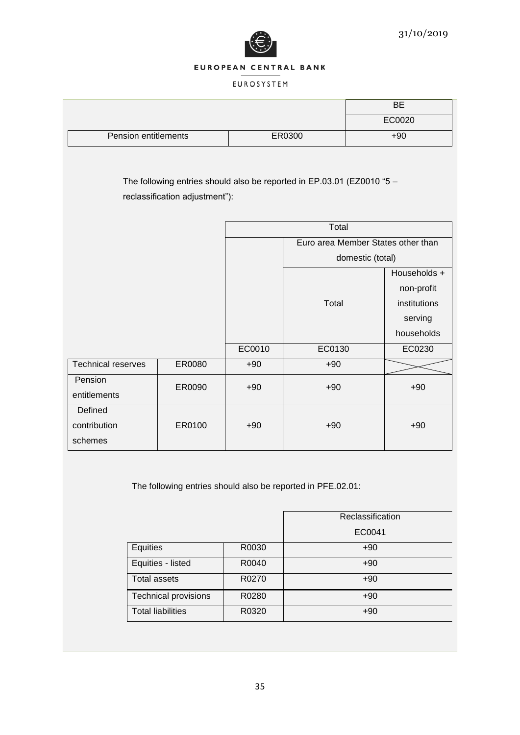| | | BE |
|---|---|---|
| | | EC0020 |
| Pension entitlements | ER0300 | +90 |

The following entries should also be reported in EP.03.01 (EZ0010 "5 – reclassification adjustment"):

| | | Total | | |
|---|---|---|---|---|
| | | | Euro area Member States other than domestic (total) | |
| | | | Total | Households + non-profit institutions serving households |
| | | EC0010 | EC0130 | EC0230 |
| Technical reserves | ER0080 | +90 | +90 | |
| Pension entitlements | ER0090 | +90 | +90 | +90 |
| Defined contribution schemes | ER0100 | +90 | +90 | +90 |

The following entries should also be reported in PFE.02.01:

| | | Reclassification |
|---|---|---|
| | | EC0041 |
| Equities | R0030 | +90 |
| Equities - listed | R0040 | +90 |
| Total assets | R0270 | +90 |
| Technical provisions | R0280 | +90 |
| Total liabilities | R0320 | +90 |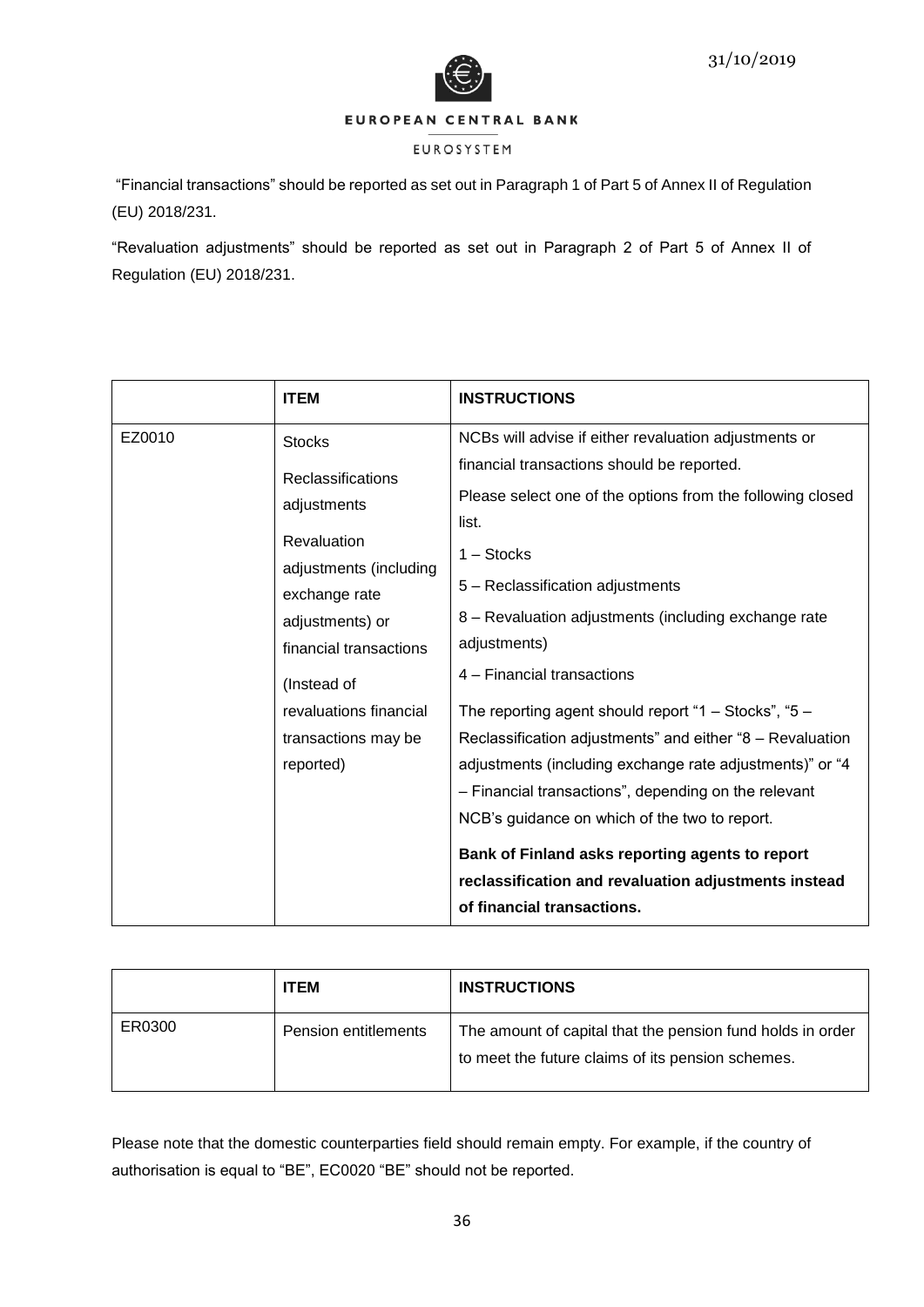"Financial transactions" should be reported as set out in Paragraph 1 of Part 5 of Annex II of Regulation (EU) 2018/231.

"Revaluation adjustments" should be reported as set out in Paragraph 2 of Part 5 of Annex II of Regulation (EU) 2018/231.

| | **ITEM** | **INSTRUCTIONS** |
|---|---|---|
| EZ0010 | Stocks<br>Reclassifications adjustments<br>Revaluation adjustments (including exchange rate adjustments) or financial transactions<br>(Instead of revaluations financial transactions may be reported) | NCBs will advise if either revaluation adjustments or financial transactions should be reported.<br>Please select one of the options from the following closed list.<br>1 – Stocks<br>5 – Reclassification adjustments<br>8 – Revaluation adjustments (including exchange rate adjustments)<br>4 – Financial transactions<br>The reporting agent should report "1 – Stocks", "5 – Reclassification adjustments" and either "8 – Revaluation adjustments (including exchange rate adjustments)" or "4 – Financial transactions", depending on the relevant NCB's guidance on which of the two to report.<br>**Bank of Finland asks reporting agents to report reclassification and revaluation adjustments instead of financial transactions.** |

| | **ITEM** | **INSTRUCTIONS** |
|---|---|---|
| ER0300 | Pension entitlements | The amount of capital that the pension fund holds in order to meet the future claims of its pension schemes. |

Please note that the domestic counterparties field should remain empty. For example, if the country of authorisation is equal to "BE", EC0020 "BE" should not be reported.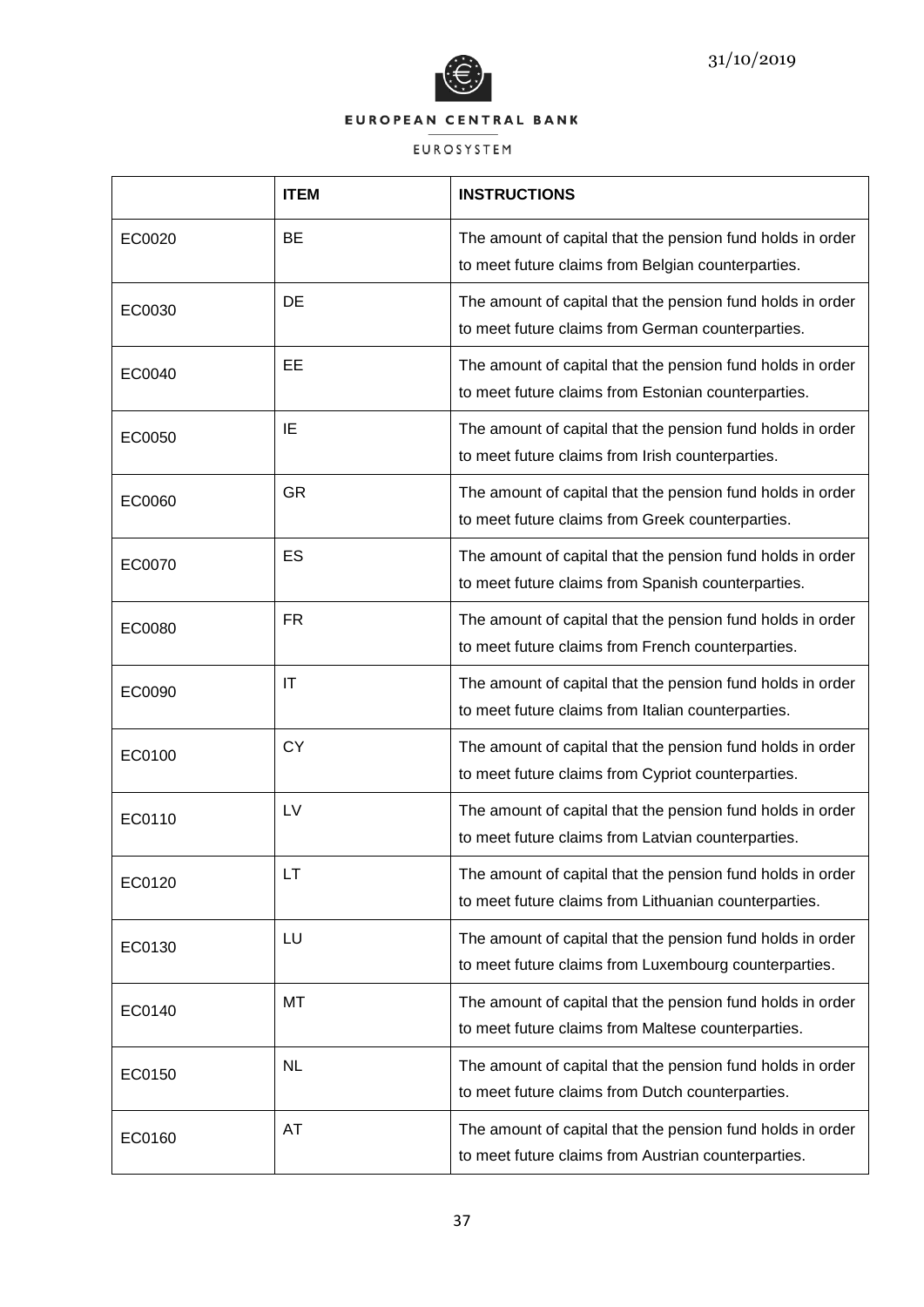|  | **ITEM** | **INSTRUCTIONS** |
|---|---|---|
| EC0020 | BE | The amount of capital that the pension fund holds in order to meet future claims from Belgian counterparties. |
| EC0030 | DE | The amount of capital that the pension fund holds in order to meet future claims from German counterparties. |
| EC0040 | EE | The amount of capital that the pension fund holds in order to meet future claims from Estonian counterparties. |
| EC0050 | IE | The amount of capital that the pension fund holds in order to meet future claims from Irish counterparties. |
| EC0060 | GR | The amount of capital that the pension fund holds in order to meet future claims from Greek counterparties. |
| EC0070 | ES | The amount of capital that the pension fund holds in order to meet future claims from Spanish counterparties. |
| EC0080 | FR | The amount of capital that the pension fund holds in order to meet future claims from French counterparties. |
| EC0090 | IT | The amount of capital that the pension fund holds in order to meet future claims from Italian counterparties. |
| EC0100 | CY | The amount of capital that the pension fund holds in order to meet future claims from Cypriot counterparties. |
| EC0110 | LV | The amount of capital that the pension fund holds in order to meet future claims from Latvian counterparties. |
| EC0120 | LT | The amount of capital that the pension fund holds in order to meet future claims from Lithuanian counterparties. |
| EC0130 | LU | The amount of capital that the pension fund holds in order to meet future claims from Luxembourg counterparties. |
| EC0140 | MT | The amount of capital that the pension fund holds in order to meet future claims from Maltese counterparties. |
| EC0150 | NL | The amount of capital that the pension fund holds in order to meet future claims from Dutch counterparties. |
| EC0160 | AT | The amount of capital that the pension fund holds in order to meet future claims from Austrian counterparties. |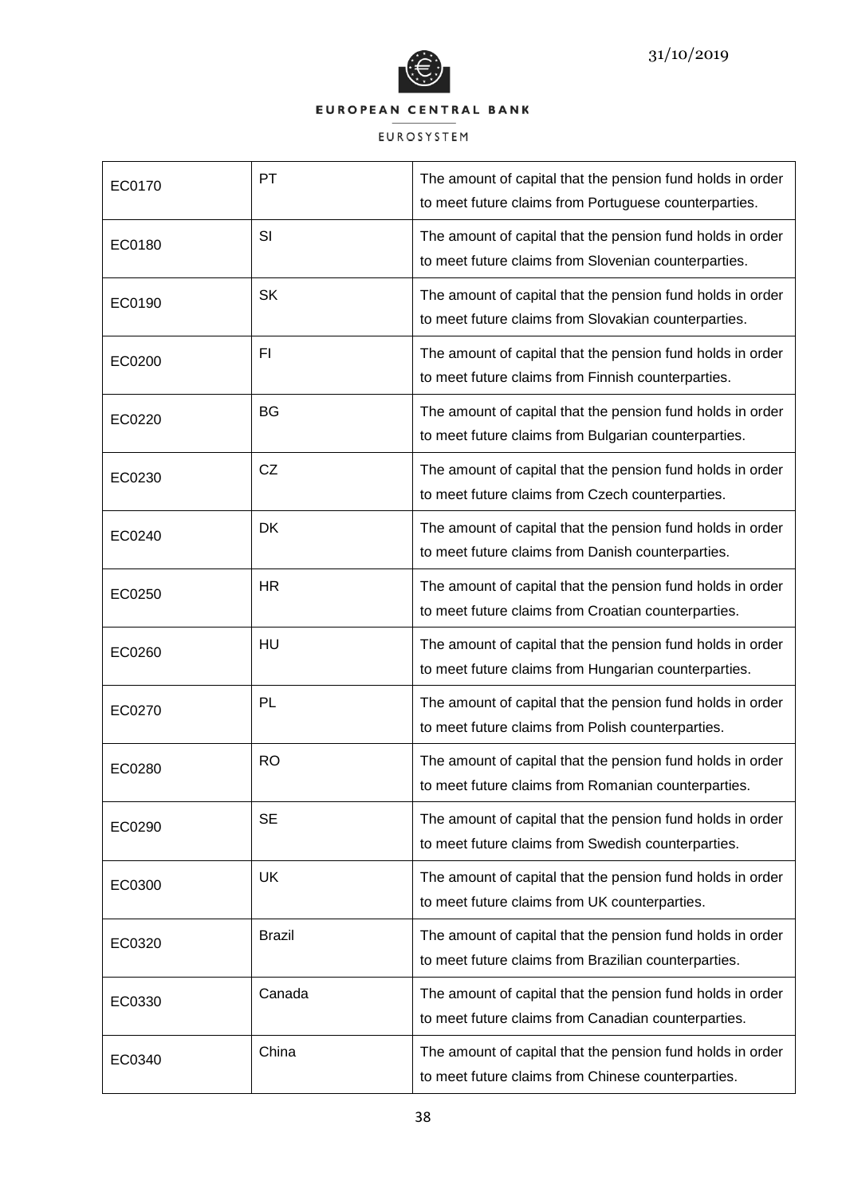| EC0170 | PT | The amount of capital that the pension fund holds in order to meet future claims from Portuguese counterparties. |
|---|---|---|
| EC0180 | SI | The amount of capital that the pension fund holds in order to meet future claims from Slovenian counterparties. |
| EC0190 | SK | The amount of capital that the pension fund holds in order to meet future claims from Slovakian counterparties. |
| EC0200 | FI | The amount of capital that the pension fund holds in order to meet future claims from Finnish counterparties. |
| EC0220 | BG | The amount of capital that the pension fund holds in order to meet future claims from Bulgarian counterparties. |
| EC0230 | CZ | The amount of capital that the pension fund holds in order to meet future claims from Czech counterparties. |
| EC0240 | DK | The amount of capital that the pension fund holds in order to meet future claims from Danish counterparties. |
| EC0250 | HR | The amount of capital that the pension fund holds in order to meet future claims from Croatian counterparties. |
| EC0260 | HU | The amount of capital that the pension fund holds in order to meet future claims from Hungarian counterparties. |
| EC0270 | PL | The amount of capital that the pension fund holds in order to meet future claims from Polish counterparties. |
| EC0280 | RO | The amount of capital that the pension fund holds in order to meet future claims from Romanian counterparties. |
| EC0290 | SE | The amount of capital that the pension fund holds in order to meet future claims from Swedish counterparties. |
| EC0300 | UK | The amount of capital that the pension fund holds in order to meet future claims from UK counterparties. |
| EC0320 | Brazil | The amount of capital that the pension fund holds in order to meet future claims from Brazilian counterparties. |
| EC0330 | Canada | The amount of capital that the pension fund holds in order to meet future claims from Canadian counterparties. |
| EC0340 | China | The amount of capital that the pension fund holds in order to meet future claims from Chinese counterparties. |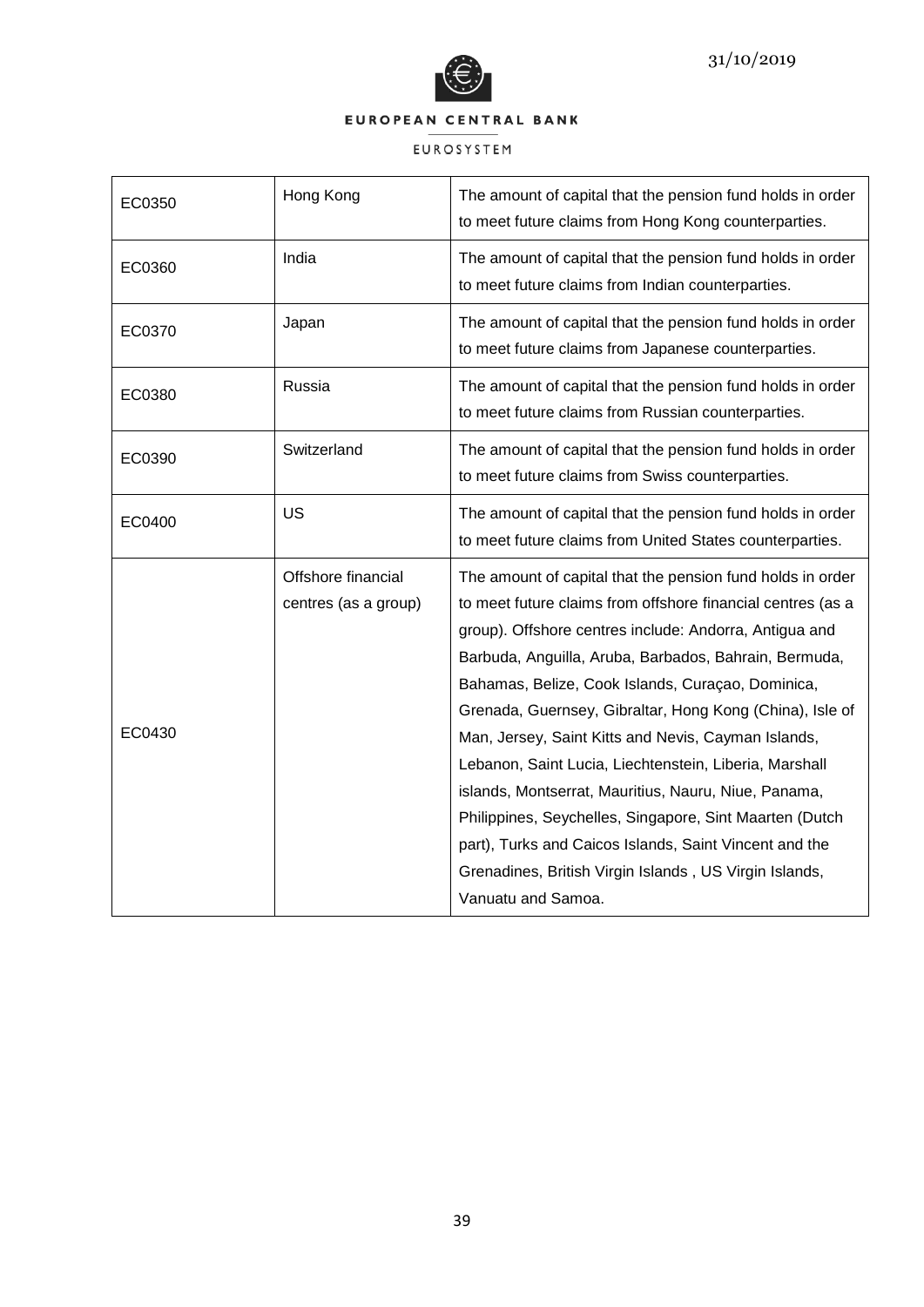| | | |
|---|---|---|
| EC0350 | Hong Kong | The amount of capital that the pension fund holds in order to meet future claims from Hong Kong counterparties. |
| EC0360 | India | The amount of capital that the pension fund holds in order to meet future claims from Indian counterparties. |
| EC0370 | Japan | The amount of capital that the pension fund holds in order to meet future claims from Japanese counterparties. |
| EC0380 | Russia | The amount of capital that the pension fund holds in order to meet future claims from Russian counterparties. |
| EC0390 | Switzerland | The amount of capital that the pension fund holds in order to meet future claims from Swiss counterparties. |
| EC0400 | US | The amount of capital that the pension fund holds in order to meet future claims from United States counterparties. |
| EC0430 | Offshore financial centres (as a group) | The amount of capital that the pension fund holds in order to meet future claims from offshore financial centres (as a group). Offshore centres include: Andorra, Antigua and Barbuda, Anguilla, Aruba, Barbados, Bahrain, Bermuda, Bahamas, Belize, Cook Islands, Curaçao, Dominica, Grenada, Guernsey, Gibraltar, Hong Kong (China), Isle of Man, Jersey, Saint Kitts and Nevis, Cayman Islands, Lebanon, Saint Lucia, Liechtenstein, Liberia, Marshall islands, Montserrat, Mauritius, Nauru, Niue, Panama, Philippines, Seychelles, Singapore, Sint Maarten (Dutch part), Turks and Caicos Islands, Saint Vincent and the Grenadines, British Virgin Islands , US Virgin Islands, Vanuatu and Samoa. |